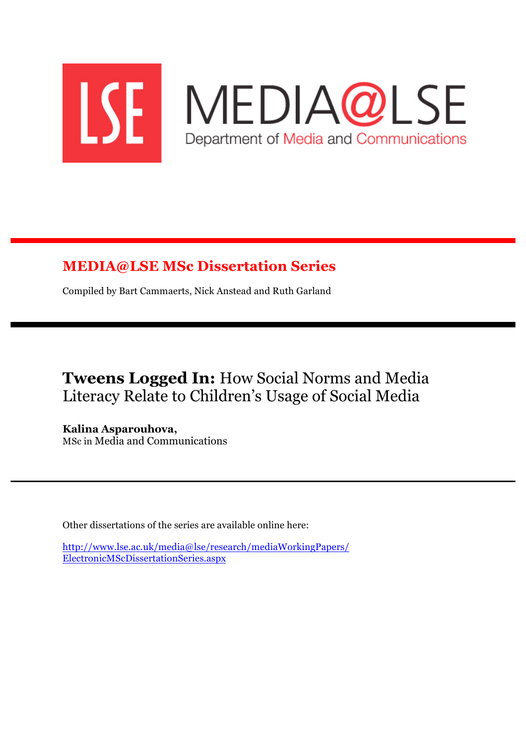LSE

MEDIA@LSE
Department of Media and Communications

## MEDIA@LSE MSc Dissertation Series

Compiled by Bart Cammaerts, Nick Anstead and Ruth Garland

# **Tweens Logged In:** How Social Norms and Media Literacy Relate to Children's Usage of Social Media

**Kalina Asparouhova,**
MSc in Media and Communications

Other dissertations of the series are available online here:

http://www.lse.ac.uk/media@lse/research/mediaWorkingPapers/ElectronicMScDissertationSeries.aspx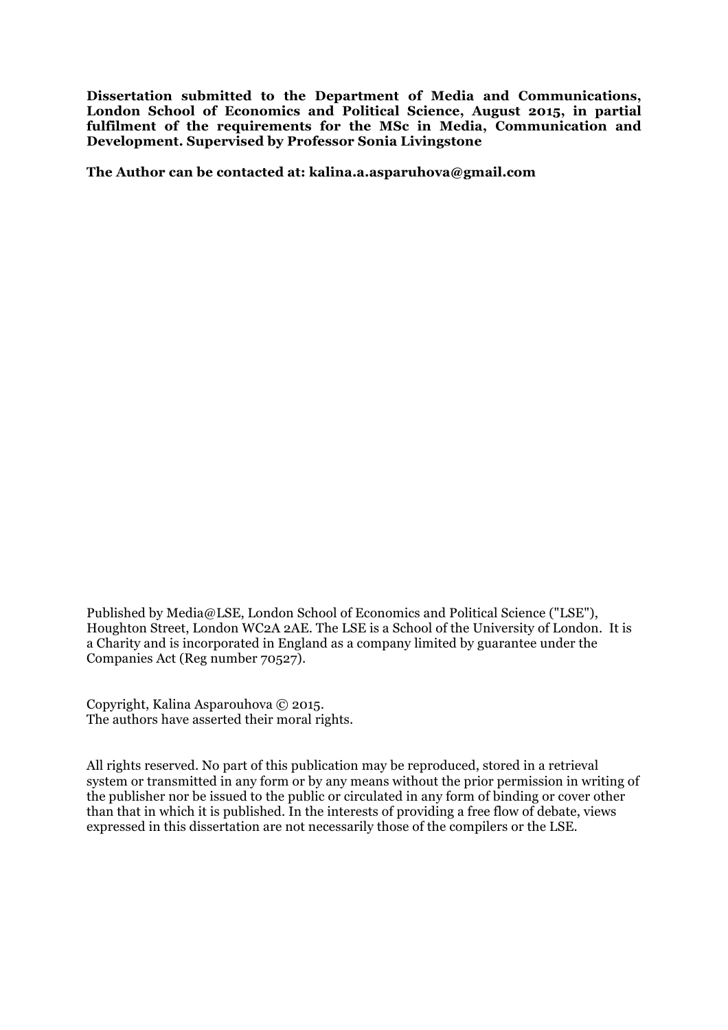**Dissertation submitted to the Department of Media and Communications, London School of Economics and Political Science, August 2015, in partial fulfilment of the requirements for the MSc in Media, Communication and Development. Supervised by Professor Sonia Livingstone**

**The Author can be contacted at: kalina.a.asparuhova@gmail.com**

Published by Media@LSE, London School of Economics and Political Science ("LSE"), Houghton Street, London WC2A 2AE. The LSE is a School of the University of London. It is a Charity and is incorporated in England as a company limited by guarantee under the Companies Act (Reg number 70527).

Copyright, Kalina Asparouhova © 2015.
The authors have asserted their moral rights.

All rights reserved. No part of this publication may be reproduced, stored in a retrieval system or transmitted in any form or by any means without the prior permission in writing of the publisher nor be issued to the public or circulated in any form of binding or cover other than that in which it is published. In the interests of providing a free flow of debate, views expressed in this dissertation are not necessarily those of the compilers or the LSE.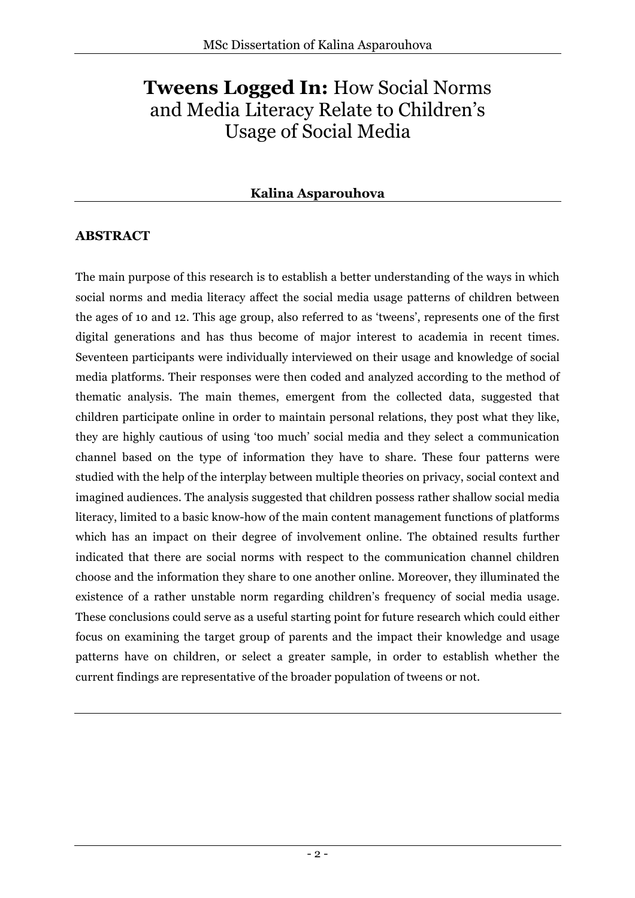# **Tweens Logged In:** How Social Norms and Media Literacy Relate to Children's Usage of Social Media

**Kalina Asparouhova**

## ABSTRACT

The main purpose of this research is to establish a better understanding of the ways in which social norms and media literacy affect the social media usage patterns of children between the ages of 10 and 12. This age group, also referred to as 'tweens', represents one of the first digital generations and has thus become of major interest to academia in recent times. Seventeen participants were individually interviewed on their usage and knowledge of social media platforms. Their responses were then coded and analyzed according to the method of thematic analysis. The main themes, emergent from the collected data, suggested that children participate online in order to maintain personal relations, they post what they like, they are highly cautious of using 'too much' social media and they select a communication channel based on the type of information they have to share. These four patterns were studied with the help of the interplay between multiple theories on privacy, social context and imagined audiences. The analysis suggested that children possess rather shallow social media literacy, limited to a basic know-how of the main content management functions of platforms which has an impact on their degree of involvement online. The obtained results further indicated that there are social norms with respect to the communication channel children choose and the information they share to one another online. Moreover, they illuminated the existence of a rather unstable norm regarding children's frequency of social media usage. These conclusions could serve as a useful starting point for future research which could either focus on examining the target group of parents and the impact their knowledge and usage patterns have on children, or select a greater sample, in order to establish whether the current findings are representative of the broader population of tweens or not.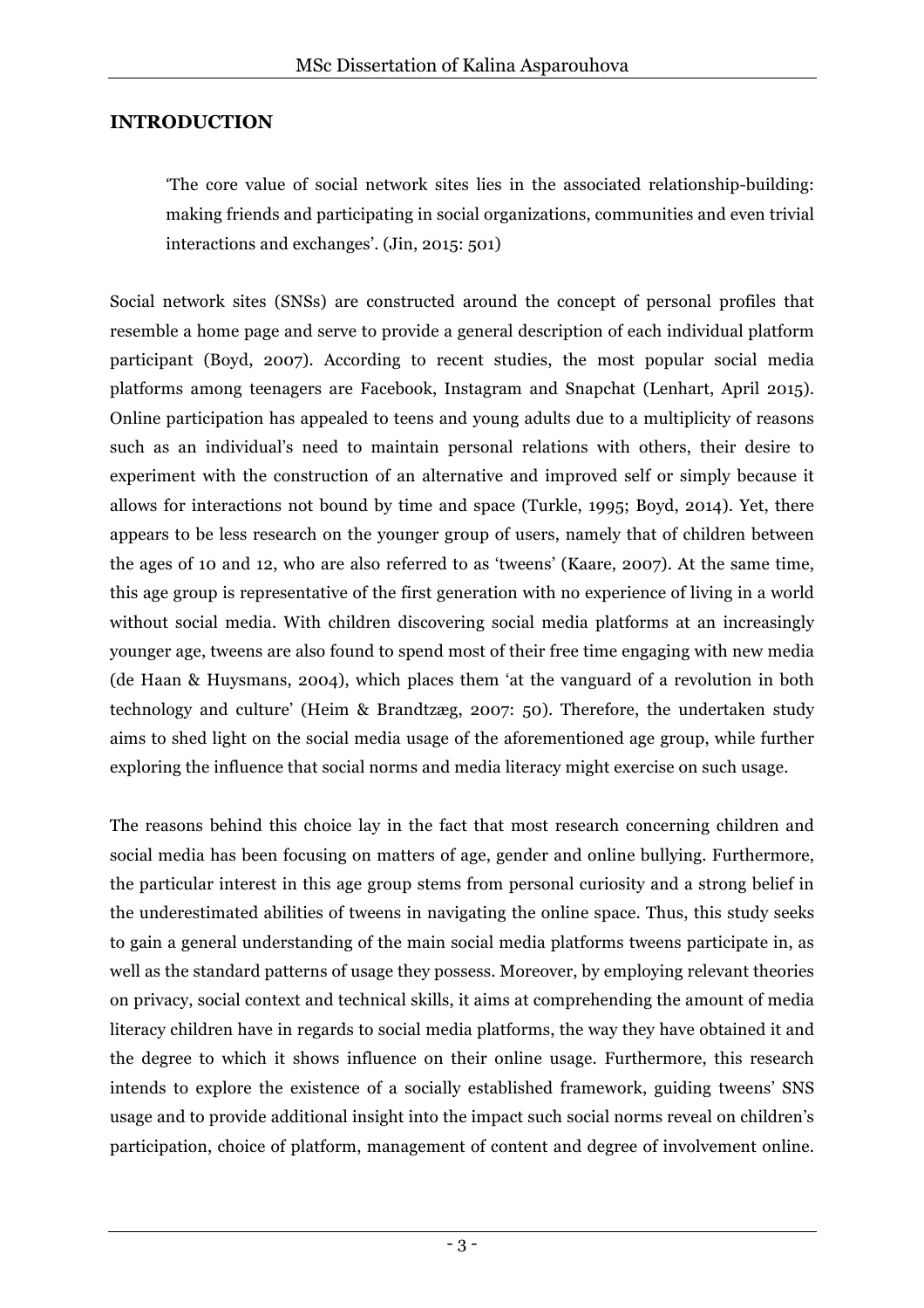# INTRODUCTION

> 'The core value of social network sites lies in the associated relationship-building: making friends and participating in social organizations, communities and even trivial interactions and exchanges'. (Jin, 2015: 501)

Social network sites (SNSs) are constructed around the concept of personal profiles that resemble a home page and serve to provide a general description of each individual platform participant (Boyd, 2007). According to recent studies, the most popular social media platforms among teenagers are Facebook, Instagram and Snapchat (Lenhart, April 2015). Online participation has appealed to teens and young adults due to a multiplicity of reasons such as an individual's need to maintain personal relations with others, their desire to experiment with the construction of an alternative and improved self or simply because it allows for interactions not bound by time and space (Turkle, 1995; Boyd, 2014). Yet, there appears to be less research on the younger group of users, namely that of children between the ages of 10 and 12, who are also referred to as 'tweens' (Kaare, 2007). At the same time, this age group is representative of the first generation with no experience of living in a world without social media. With children discovering social media platforms at an increasingly younger age, tweens are also found to spend most of their free time engaging with new media (de Haan & Huysmans, 2004), which places them 'at the vanguard of a revolution in both technology and culture' (Heim & Brandtzæg, 2007: 50). Therefore, the undertaken study aims to shed light on the social media usage of the aforementioned age group, while further exploring the influence that social norms and media literacy might exercise on such usage.

The reasons behind this choice lay in the fact that most research concerning children and social media has been focusing on matters of age, gender and online bullying. Furthermore, the particular interest in this age group stems from personal curiosity and a strong belief in the underestimated abilities of tweens in navigating the online space. Thus, this study seeks to gain a general understanding of the main social media platforms tweens participate in, as well as the standard patterns of usage they possess. Moreover, by employing relevant theories on privacy, social context and technical skills, it aims at comprehending the amount of media literacy children have in regards to social media platforms, the way they have obtained it and the degree to which it shows influence on their online usage. Furthermore, this research intends to explore the existence of a socially established framework, guiding tweens' SNS usage and to provide additional insight into the impact such social norms reveal on children's participation, choice of platform, management of content and degree of involvement online.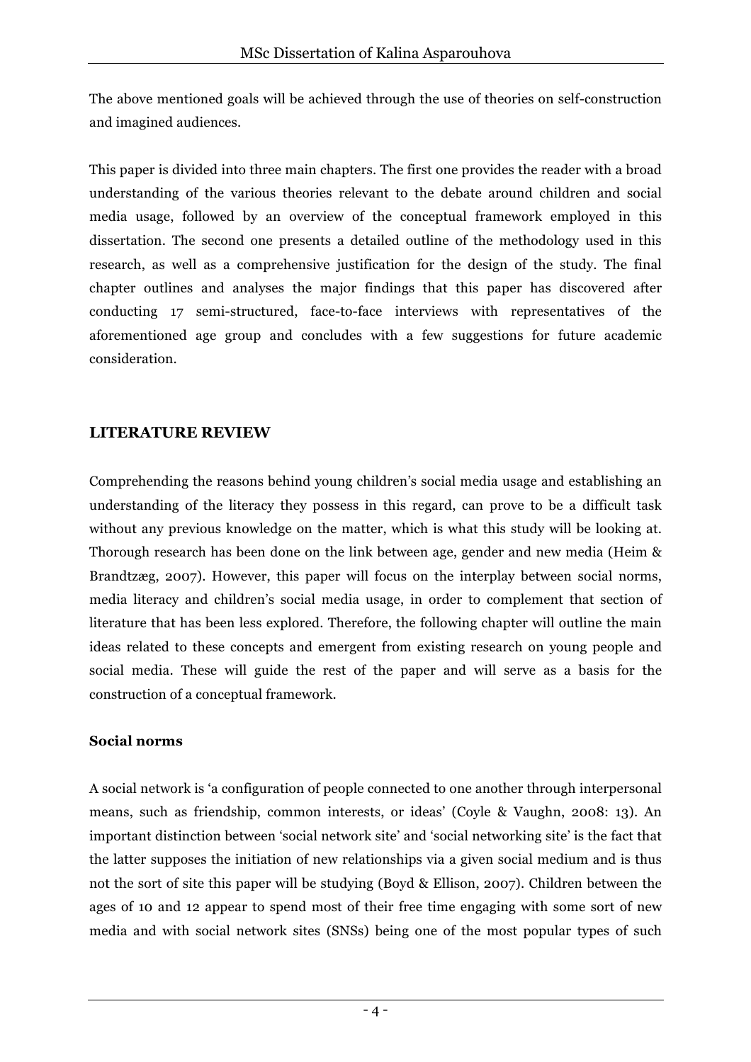The above mentioned goals will be achieved through the use of theories on self-construction and imagined audiences.

This paper is divided into three main chapters. The first one provides the reader with a broad understanding of the various theories relevant to the debate around children and social media usage, followed by an overview of the conceptual framework employed in this dissertation. The second one presents a detailed outline of the methodology used in this research, as well as a comprehensive justification for the design of the study. The final chapter outlines and analyses the major findings that this paper has discovered after conducting 17 semi-structured, face-to-face interviews with representatives of the aforementioned age group and concludes with a few suggestions for future academic consideration.

## LITERATURE REVIEW

Comprehending the reasons behind young children's social media usage and establishing an understanding of the literacy they possess in this regard, can prove to be a difficult task without any previous knowledge on the matter, which is what this study will be looking at. Thorough research has been done on the link between age, gender and new media (Heim & Brandtzæg, 2007). However, this paper will focus on the interplay between social norms, media literacy and children's social media usage, in order to complement that section of literature that has been less explored. Therefore, the following chapter will outline the main ideas related to these concepts and emergent from existing research on young people and social media. These will guide the rest of the paper and will serve as a basis for the construction of a conceptual framework.

### Social norms

A social network is 'a configuration of people connected to one another through interpersonal means, such as friendship, common interests, or ideas' (Coyle & Vaughn, 2008: 13). An important distinction between 'social network site' and 'social networking site' is the fact that the latter supposes the initiation of new relationships via a given social medium and is thus not the sort of site this paper will be studying (Boyd & Ellison, 2007). Children between the ages of 10 and 12 appear to spend most of their free time engaging with some sort of new media and with social network sites (SNSs) being one of the most popular types of such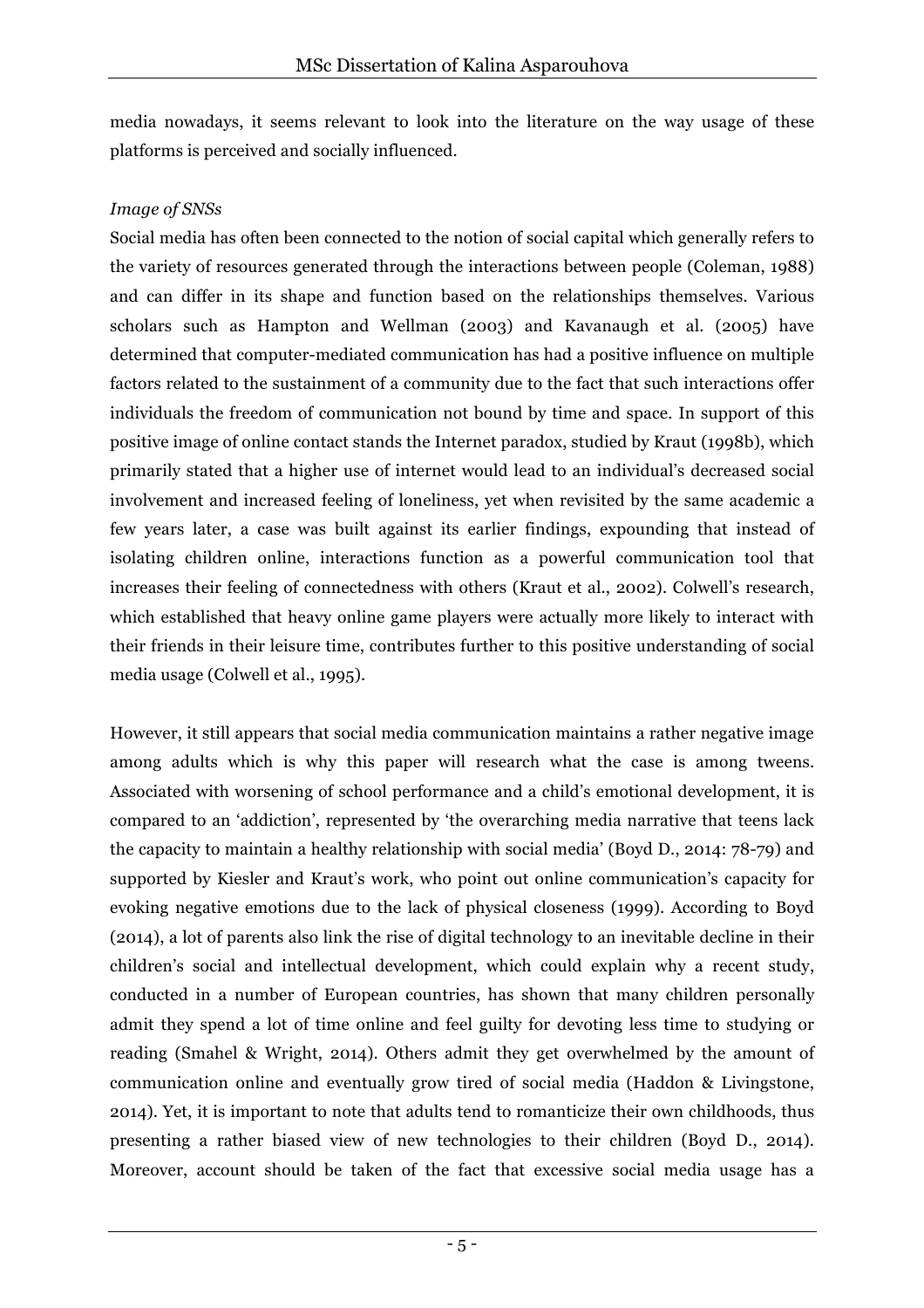media nowadays, it seems relevant to look into the literature on the way usage of these platforms is perceived and socially influenced.

*Image of SNSs*

Social media has often been connected to the notion of social capital which generally refers to the variety of resources generated through the interactions between people (Coleman, 1988) and can differ in its shape and function based on the relationships themselves. Various scholars such as Hampton and Wellman (2003) and Kavanaugh et al. (2005) have determined that computer-mediated communication has had a positive influence on multiple factors related to the sustainment of a community due to the fact that such interactions offer individuals the freedom of communication not bound by time and space. In support of this positive image of online contact stands the Internet paradox, studied by Kraut (1998b), which primarily stated that a higher use of internet would lead to an individual's decreased social involvement and increased feeling of loneliness, yet when revisited by the same academic a few years later, a case was built against its earlier findings, expounding that instead of isolating children online, interactions function as a powerful communication tool that increases their feeling of connectedness with others (Kraut et al., 2002). Colwell's research, which established that heavy online game players were actually more likely to interact with their friends in their leisure time, contributes further to this positive understanding of social media usage (Colwell et al., 1995).

However, it still appears that social media communication maintains a rather negative image among adults which is why this paper will research what the case is among tweens. Associated with worsening of school performance and a child's emotional development, it is compared to an 'addiction', represented by 'the overarching media narrative that teens lack the capacity to maintain a healthy relationship with social media' (Boyd D., 2014: 78-79) and supported by Kiesler and Kraut's work, who point out online communication's capacity for evoking negative emotions due to the lack of physical closeness (1999). According to Boyd (2014), a lot of parents also link the rise of digital technology to an inevitable decline in their children's social and intellectual development, which could explain why a recent study, conducted in a number of European countries, has shown that many children personally admit they spend a lot of time online and feel guilty for devoting less time to studying or reading (Smahel & Wright, 2014). Others admit they get overwhelmed by the amount of communication online and eventually grow tired of social media (Haddon & Livingstone, 2014). Yet, it is important to note that adults tend to romanticize their own childhoods, thus presenting a rather biased view of new technologies to their children (Boyd D., 2014). Moreover, account should be taken of the fact that excessive social media usage has a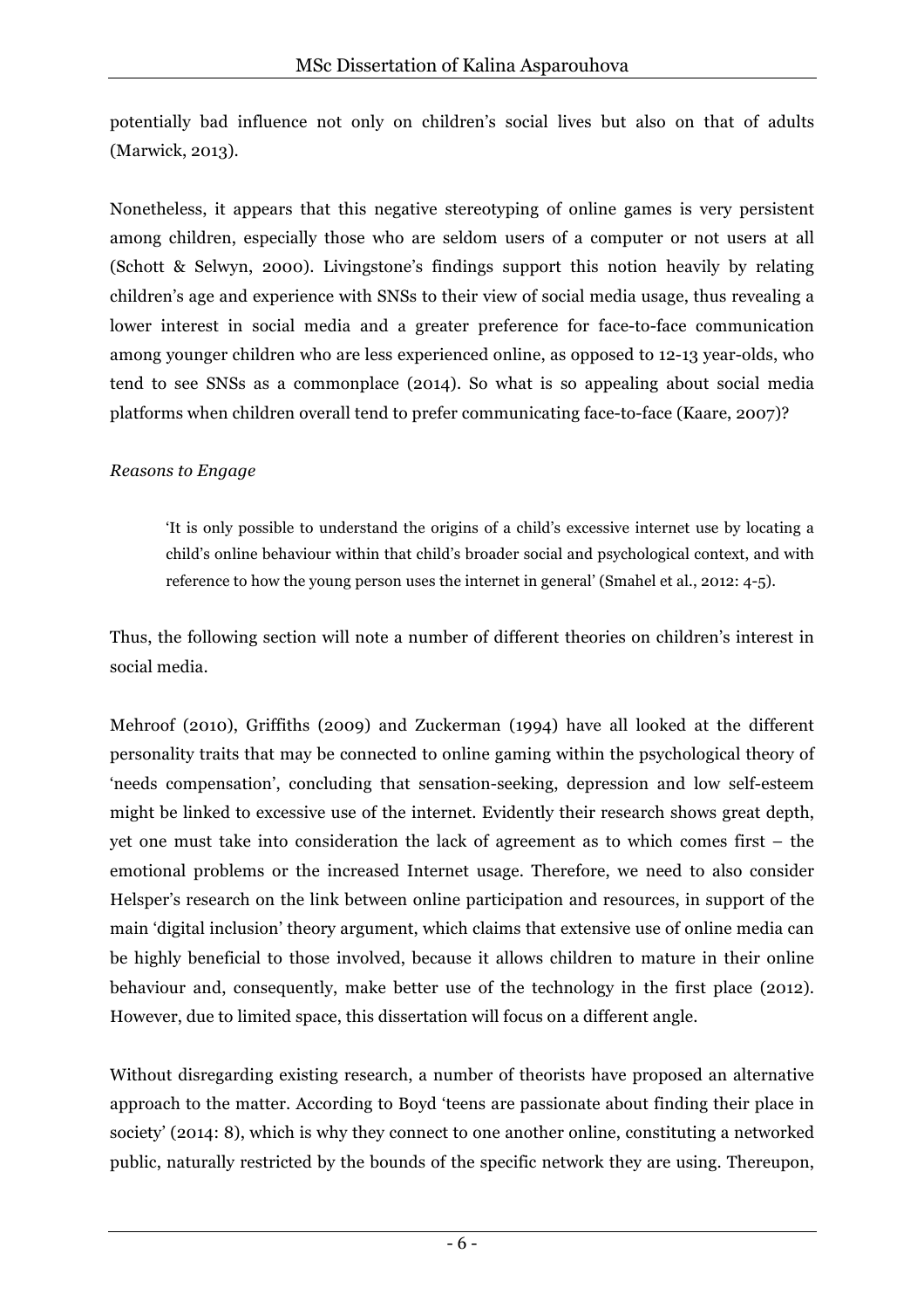potentially bad influence not only on children's social lives but also on that of adults (Marwick, 2013).

Nonetheless, it appears that this negative stereotyping of online games is very persistent among children, especially those who are seldom users of a computer or not users at all (Schott & Selwyn, 2000). Livingstone's findings support this notion heavily by relating children's age and experience with SNSs to their view of social media usage, thus revealing a lower interest in social media and a greater preference for face-to-face communication among younger children who are less experienced online, as opposed to 12-13 year-olds, who tend to see SNSs as a commonplace (2014). So what is so appealing about social media platforms when children overall tend to prefer communicating face-to-face (Kaare, 2007)?

*Reasons to Engage*

> 'It is only possible to understand the origins of a child's excessive internet use by locating a child's online behaviour within that child's broader social and psychological context, and with reference to how the young person uses the internet in general' (Smahel et al., 2012: 4-5).

Thus, the following section will note a number of different theories on children's interest in social media.

Mehroof (2010), Griffiths (2009) and Zuckerman (1994) have all looked at the different personality traits that may be connected to online gaming within the psychological theory of 'needs compensation', concluding that sensation-seeking, depression and low self-esteem might be linked to excessive use of the internet. Evidently their research shows great depth, yet one must take into consideration the lack of agreement as to which comes first – the emotional problems or the increased Internet usage. Therefore, we need to also consider Helsper's research on the link between online participation and resources, in support of the main 'digital inclusion' theory argument, which claims that extensive use of online media can be highly beneficial to those involved, because it allows children to mature in their online behaviour and, consequently, make better use of the technology in the first place (2012). However, due to limited space, this dissertation will focus on a different angle.

Without disregarding existing research, a number of theorists have proposed an alternative approach to the matter. According to Boyd 'teens are passionate about finding their place in society' (2014: 8), which is why they connect to one another online, constituting a networked public, naturally restricted by the bounds of the specific network they are using. Thereupon,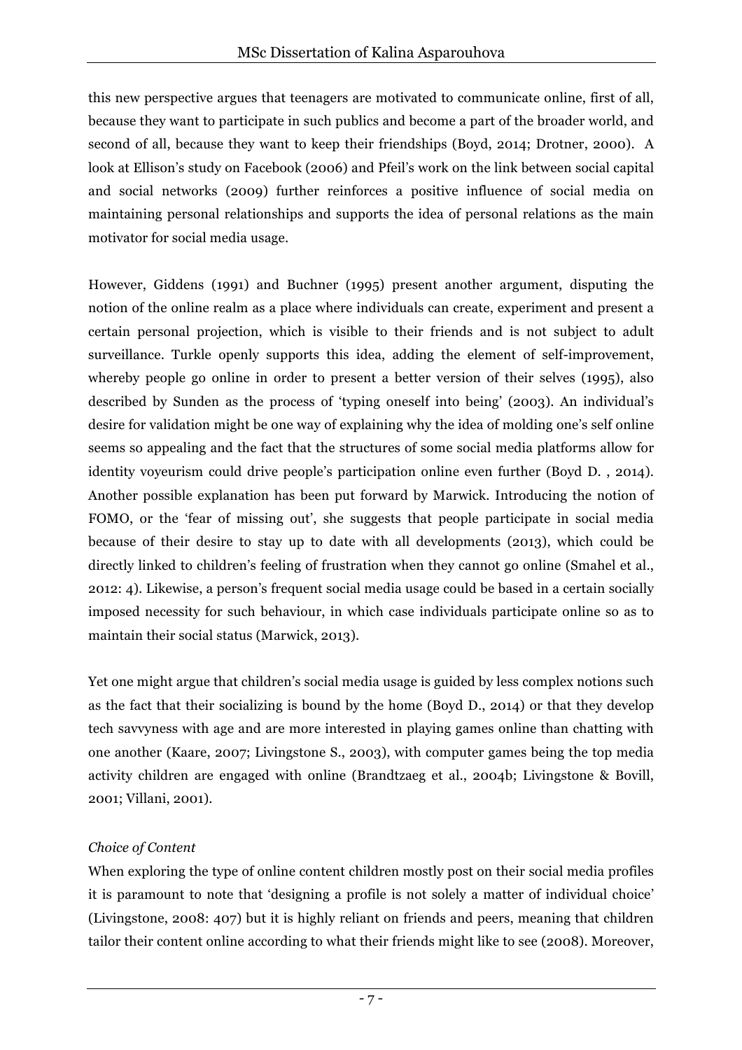this new perspective argues that teenagers are motivated to communicate online, first of all, because they want to participate in such publics and become a part of the broader world, and second of all, because they want to keep their friendships (Boyd, 2014; Drotner, 2000). A look at Ellison's study on Facebook (2006) and Pfeil's work on the link between social capital and social networks (2009) further reinforces a positive influence of social media on maintaining personal relationships and supports the idea of personal relations as the main motivator for social media usage.

However, Giddens (1991) and Buchner (1995) present another argument, disputing the notion of the online realm as a place where individuals can create, experiment and present a certain personal projection, which is visible to their friends and is not subject to adult surveillance. Turkle openly supports this idea, adding the element of self-improvement, whereby people go online in order to present a better version of their selves (1995), also described by Sunden as the process of 'typing oneself into being' (2003). An individual's desire for validation might be one way of explaining why the idea of molding one's self online seems so appealing and the fact that the structures of some social media platforms allow for identity voyeurism could drive people's participation online even further (Boyd D. , 2014). Another possible explanation has been put forward by Marwick. Introducing the notion of FOMO, or the 'fear of missing out', she suggests that people participate in social media because of their desire to stay up to date with all developments (2013), which could be directly linked to children's feeling of frustration when they cannot go online (Smahel et al., 2012: 4). Likewise, a person's frequent social media usage could be based in a certain socially imposed necessity for such behaviour, in which case individuals participate online so as to maintain their social status (Marwick, 2013).

Yet one might argue that children's social media usage is guided by less complex notions such as the fact that their socializing is bound by the home (Boyd D., 2014) or that they develop tech savvyness with age and are more interested in playing games online than chatting with one another (Kaare, 2007; Livingstone S., 2003), with computer games being the top media activity children are engaged with online (Brandtzaeg et al., 2004b; Livingstone & Bovill, 2001; Villani, 2001).

*Choice of Content*

When exploring the type of online content children mostly post on their social media profiles it is paramount to note that 'designing a profile is not solely a matter of individual choice' (Livingstone, 2008: 407) but it is highly reliant on friends and peers, meaning that children tailor their content online according to what their friends might like to see (2008). Moreover,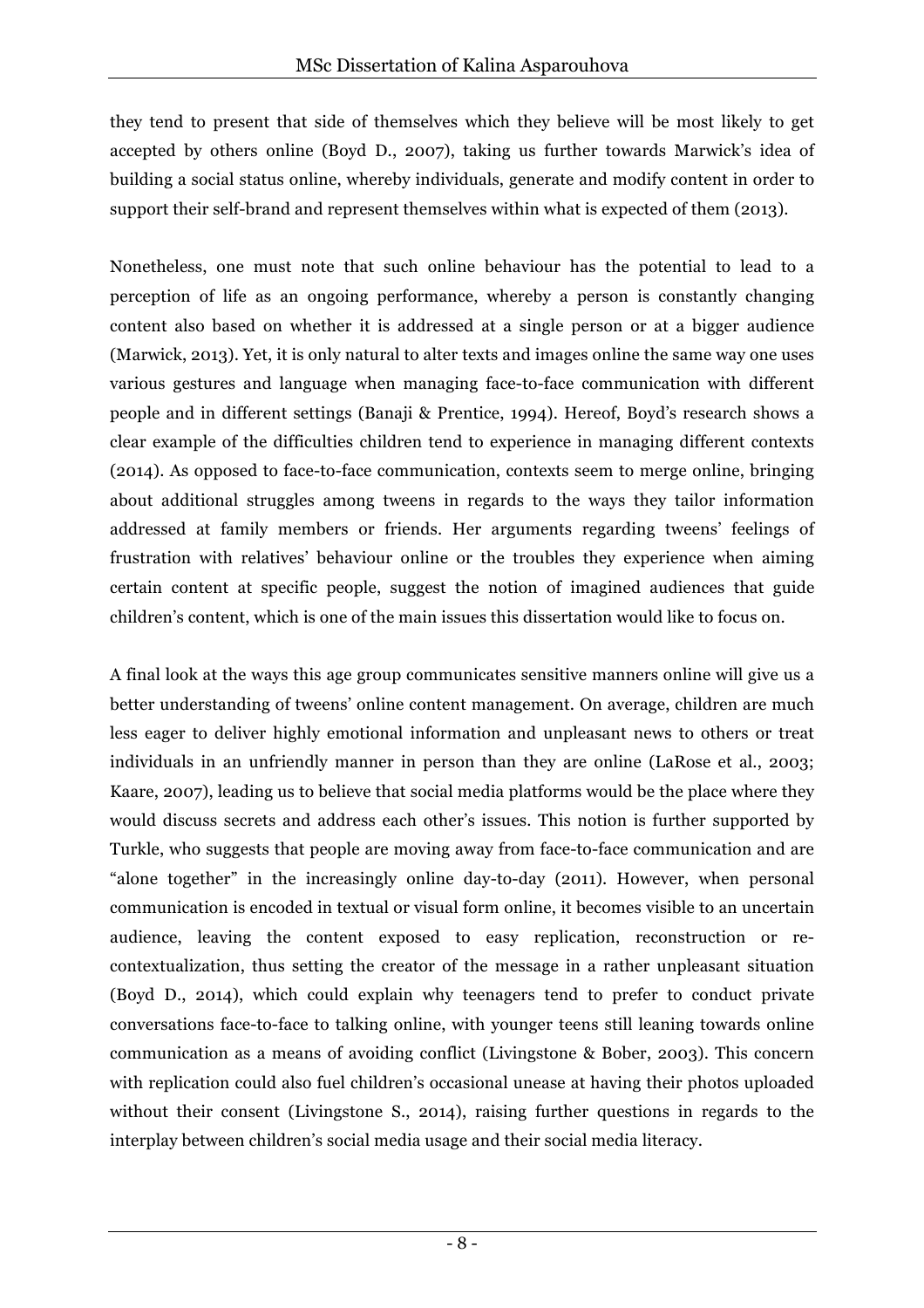they tend to present that side of themselves which they believe will be most likely to get accepted by others online (Boyd D., 2007), taking us further towards Marwick's idea of building a social status online, whereby individuals, generate and modify content in order to support their self-brand and represent themselves within what is expected of them (2013).

Nonetheless, one must note that such online behaviour has the potential to lead to a perception of life as an ongoing performance, whereby a person is constantly changing content also based on whether it is addressed at a single person or at a bigger audience (Marwick, 2013). Yet, it is only natural to alter texts and images online the same way one uses various gestures and language when managing face-to-face communication with different people and in different settings (Banaji & Prentice, 1994). Hereof, Boyd's research shows a clear example of the difficulties children tend to experience in managing different contexts (2014). As opposed to face-to-face communication, contexts seem to merge online, bringing about additional struggles among tweens in regards to the ways they tailor information addressed at family members or friends. Her arguments regarding tweens' feelings of frustration with relatives' behaviour online or the troubles they experience when aiming certain content at specific people, suggest the notion of imagined audiences that guide children's content, which is one of the main issues this dissertation would like to focus on.

A final look at the ways this age group communicates sensitive manners online will give us a better understanding of tweens' online content management. On average, children are much less eager to deliver highly emotional information and unpleasant news to others or treat individuals in an unfriendly manner in person than they are online (LaRose et al., 2003; Kaare, 2007), leading us to believe that social media platforms would be the place where they would discuss secrets and address each other's issues. This notion is further supported by Turkle, who suggests that people are moving away from face-to-face communication and are "alone together" in the increasingly online day-to-day (2011). However, when personal communication is encoded in textual or visual form online, it becomes visible to an uncertain audience, leaving the content exposed to easy replication, reconstruction or re-contextualization, thus setting the creator of the message in a rather unpleasant situation (Boyd D., 2014), which could explain why teenagers tend to prefer to conduct private conversations face-to-face to talking online, with younger teens still leaning towards online communication as a means of avoiding conflict (Livingstone & Bober, 2003). This concern with replication could also fuel children's occasional unease at having their photos uploaded without their consent (Livingstone S., 2014), raising further questions in regards to the interplay between children's social media usage and their social media literacy.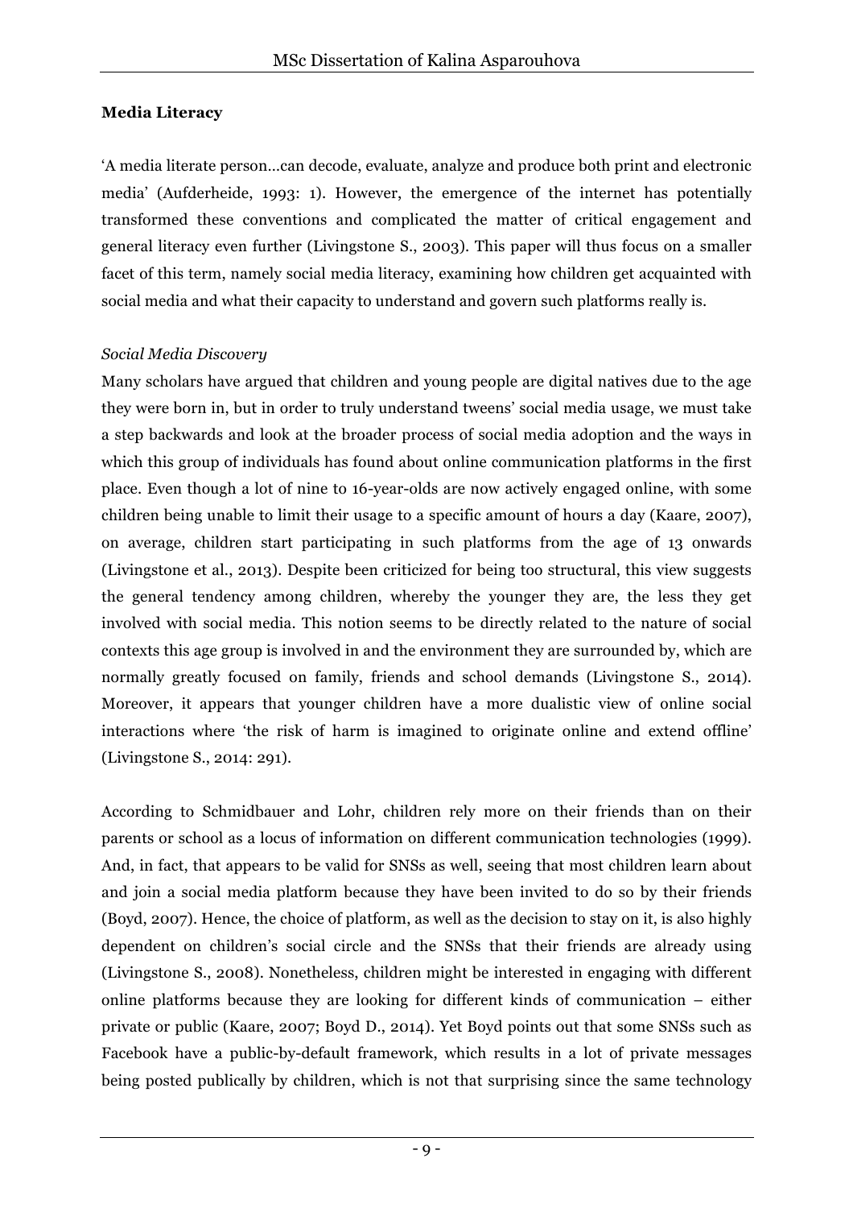**Media Literacy**

'A media literate person...can decode, evaluate, analyze and produce both print and electronic media' (Aufderheide, 1993: 1). However, the emergence of the internet has potentially transformed these conventions and complicated the matter of critical engagement and general literacy even further (Livingstone S., 2003). This paper will thus focus on a smaller facet of this term, namely social media literacy, examining how children get acquainted with social media and what their capacity to understand and govern such platforms really is.

*Social Media Discovery*

Many scholars have argued that children and young people are digital natives due to the age they were born in, but in order to truly understand tweens' social media usage, we must take a step backwards and look at the broader process of social media adoption and the ways in which this group of individuals has found about online communication platforms in the first place. Even though a lot of nine to 16-year-olds are now actively engaged online, with some children being unable to limit their usage to a specific amount of hours a day (Kaare, 2007), on average, children start participating in such platforms from the age of 13 onwards (Livingstone et al., 2013). Despite been criticized for being too structural, this view suggests the general tendency among children, whereby the younger they are, the less they get involved with social media. This notion seems to be directly related to the nature of social contexts this age group is involved in and the environment they are surrounded by, which are normally greatly focused on family, friends and school demands (Livingstone S., 2014). Moreover, it appears that younger children have a more dualistic view of online social interactions where 'the risk of harm is imagined to originate online and extend offline' (Livingstone S., 2014: 291).

According to Schmidbauer and Lohr, children rely more on their friends than on their parents or school as a locus of information on different communication technologies (1999). And, in fact, that appears to be valid for SNSs as well, seeing that most children learn about and join a social media platform because they have been invited to do so by their friends (Boyd, 2007). Hence, the choice of platform, as well as the decision to stay on it, is also highly dependent on children's social circle and the SNSs that their friends are already using (Livingstone S., 2008). Nonetheless, children might be interested in engaging with different online platforms because they are looking for different kinds of communication – either private or public (Kaare, 2007; Boyd D., 2014). Yet Boyd points out that some SNSs such as Facebook have a public-by-default framework, which results in a lot of private messages being posted publically by children, which is not that surprising since the same technology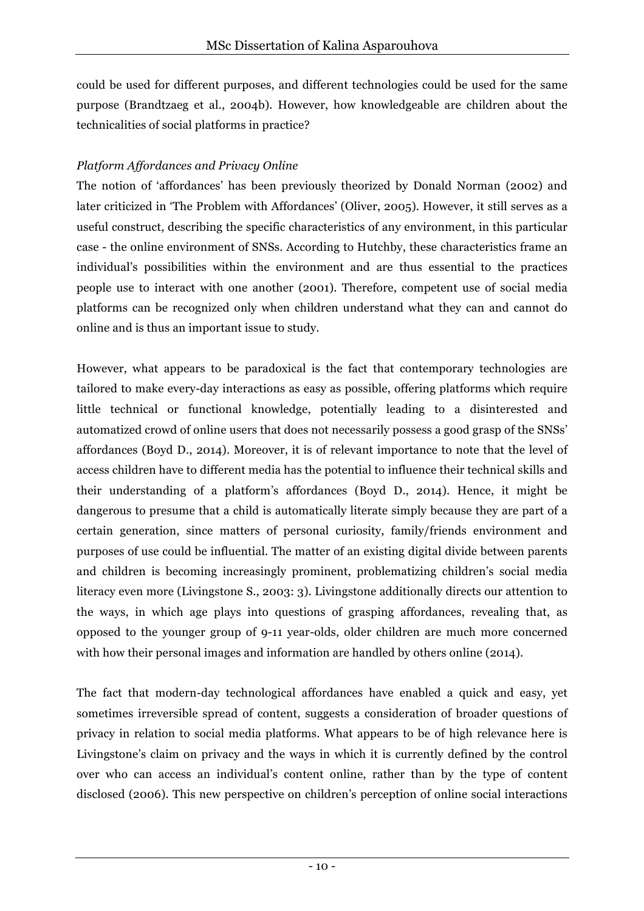could be used for different purposes, and different technologies could be used for the same purpose (Brandtzaeg et al., 2004b). However, how knowledgeable are children about the technicalities of social platforms in practice?

*Platform Affordances and Privacy Online*

The notion of 'affordances' has been previously theorized by Donald Norman (2002) and later criticized in 'The Problem with Affordances' (Oliver, 2005). However, it still serves as a useful construct, describing the specific characteristics of any environment, in this particular case - the online environment of SNSs. According to Hutchby, these characteristics frame an individual's possibilities within the environment and are thus essential to the practices people use to interact with one another (2001). Therefore, competent use of social media platforms can be recognized only when children understand what they can and cannot do online and is thus an important issue to study.

However, what appears to be paradoxical is the fact that contemporary technologies are tailored to make every-day interactions as easy as possible, offering platforms which require little technical or functional knowledge, potentially leading to a disinterested and automatized crowd of online users that does not necessarily possess a good grasp of the SNSs' affordances (Boyd D., 2014). Moreover, it is of relevant importance to note that the level of access children have to different media has the potential to influence their technical skills and their understanding of a platform's affordances (Boyd D., 2014). Hence, it might be dangerous to presume that a child is automatically literate simply because they are part of a certain generation, since matters of personal curiosity, family/friends environment and purposes of use could be influential. The matter of an existing digital divide between parents and children is becoming increasingly prominent, problematizing children's social media literacy even more (Livingstone S., 2003: 3). Livingstone additionally directs our attention to the ways, in which age plays into questions of grasping affordances, revealing that, as opposed to the younger group of 9-11 year-olds, older children are much more concerned with how their personal images and information are handled by others online (2014).

The fact that modern-day technological affordances have enabled a quick and easy, yet sometimes irreversible spread of content, suggests a consideration of broader questions of privacy in relation to social media platforms. What appears to be of high relevance here is Livingstone's claim on privacy and the ways in which it is currently defined by the control over who can access an individual's content online, rather than by the type of content disclosed (2006). This new perspective on children's perception of online social interactions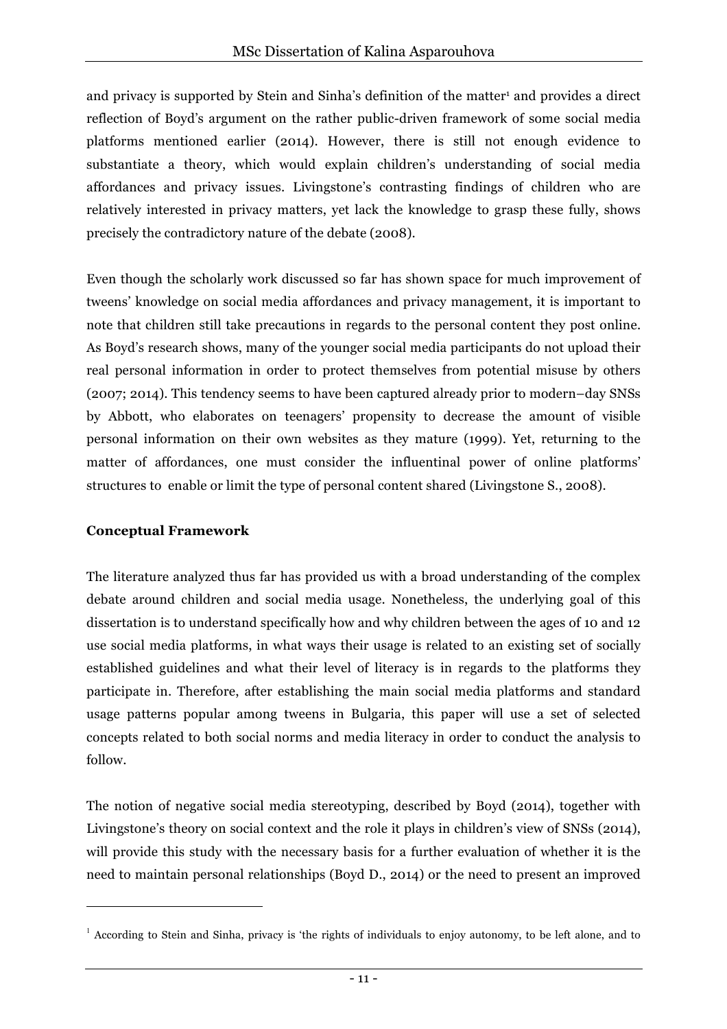and privacy is supported by Stein and Sinha's definition of the matter[1] and provides a direct reflection of Boyd's argument on the rather public-driven framework of some social media platforms mentioned earlier (2014). However, there is still not enough evidence to substantiate a theory, which would explain children's understanding of social media affordances and privacy issues. Livingstone's contrasting findings of children who are relatively interested in privacy matters, yet lack the knowledge to grasp these fully, shows precisely the contradictory nature of the debate (2008).

Even though the scholarly work discussed so far has shown space for much improvement of tweens' knowledge on social media affordances and privacy management, it is important to note that children still take precautions in regards to the personal content they post online. As Boyd's research shows, many of the younger social media participants do not upload their real personal information in order to protect themselves from potential misuse by others (2007; 2014). This tendency seems to have been captured already prior to modern–day SNSs by Abbott, who elaborates on teenagers' propensity to decrease the amount of visible personal information on their own websites as they mature (1999). Yet, returning to the matter of affordances, one must consider the influentinal power of online platforms' structures to enable or limit the type of personal content shared (Livingstone S., 2008).

**Conceptual Framework**

The literature analyzed thus far has provided us with a broad understanding of the complex debate around children and social media usage. Nonetheless, the underlying goal of this dissertation is to understand specifically how and why children between the ages of 10 and 12 use social media platforms, in what ways their usage is related to an existing set of socially established guidelines and what their level of literacy is in regards to the platforms they participate in. Therefore, after establishing the main social media platforms and standard usage patterns popular among tweens in Bulgaria, this paper will use a set of selected concepts related to both social norms and media literacy in order to conduct the analysis to follow.

The notion of negative social media stereotyping, described by Boyd (2014), together with Livingstone's theory on social context and the role it plays in children's view of SNSs (2014), will provide this study with the necessary basis for a further evaluation of whether it is the need to maintain personal relationships (Boyd D., 2014) or the need to present an improved

[1] According to Stein and Sinha, privacy is 'the rights of individuals to enjoy autonomy, to be left alone, and to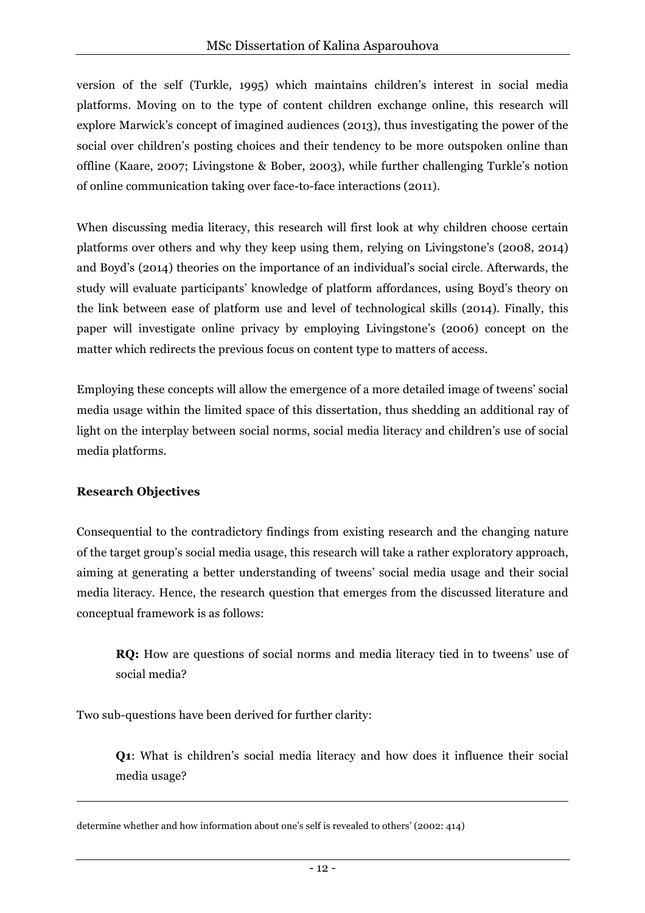version of the self (Turkle, 1995) which maintains children's interest in social media platforms. Moving on to the type of content children exchange online, this research will explore Marwick's concept of imagined audiences (2013), thus investigating the power of the social over children's posting choices and their tendency to be more outspoken online than offline (Kaare, 2007; Livingstone & Bober, 2003), while further challenging Turkle's notion of online communication taking over face-to-face interactions (2011).

When discussing media literacy, this research will first look at why children choose certain platforms over others and why they keep using them, relying on Livingstone's (2008, 2014) and Boyd's (2014) theories on the importance of an individual's social circle. Afterwards, the study will evaluate participants' knowledge of platform affordances, using Boyd's theory on the link between ease of platform use and level of technological skills (2014). Finally, this paper will investigate online privacy by employing Livingstone's (2006) concept on the matter which redirects the previous focus on content type to matters of access.

Employing these concepts will allow the emergence of a more detailed image of tweens' social media usage within the limited space of this dissertation, thus shedding an additional ray of light on the interplay between social norms, social media literacy and children's use of social media platforms.

**Research Objectives**

Consequential to the contradictory findings from existing research and the changing nature of the target group's social media usage, this research will take a rather exploratory approach, aiming at generating a better understanding of tweens' social media usage and their social media literacy. Hence, the research question that emerges from the discussed literature and conceptual framework is as follows:

> **RQ:** How are questions of social norms and media literacy tied in to tweens' use of social media?

Two sub-questions have been derived for further clarity:

> **Q1**: What is children's social media literacy and how does it influence their social media usage?

---

determine whether and how information about one's self is revealed to others' (2002: 414)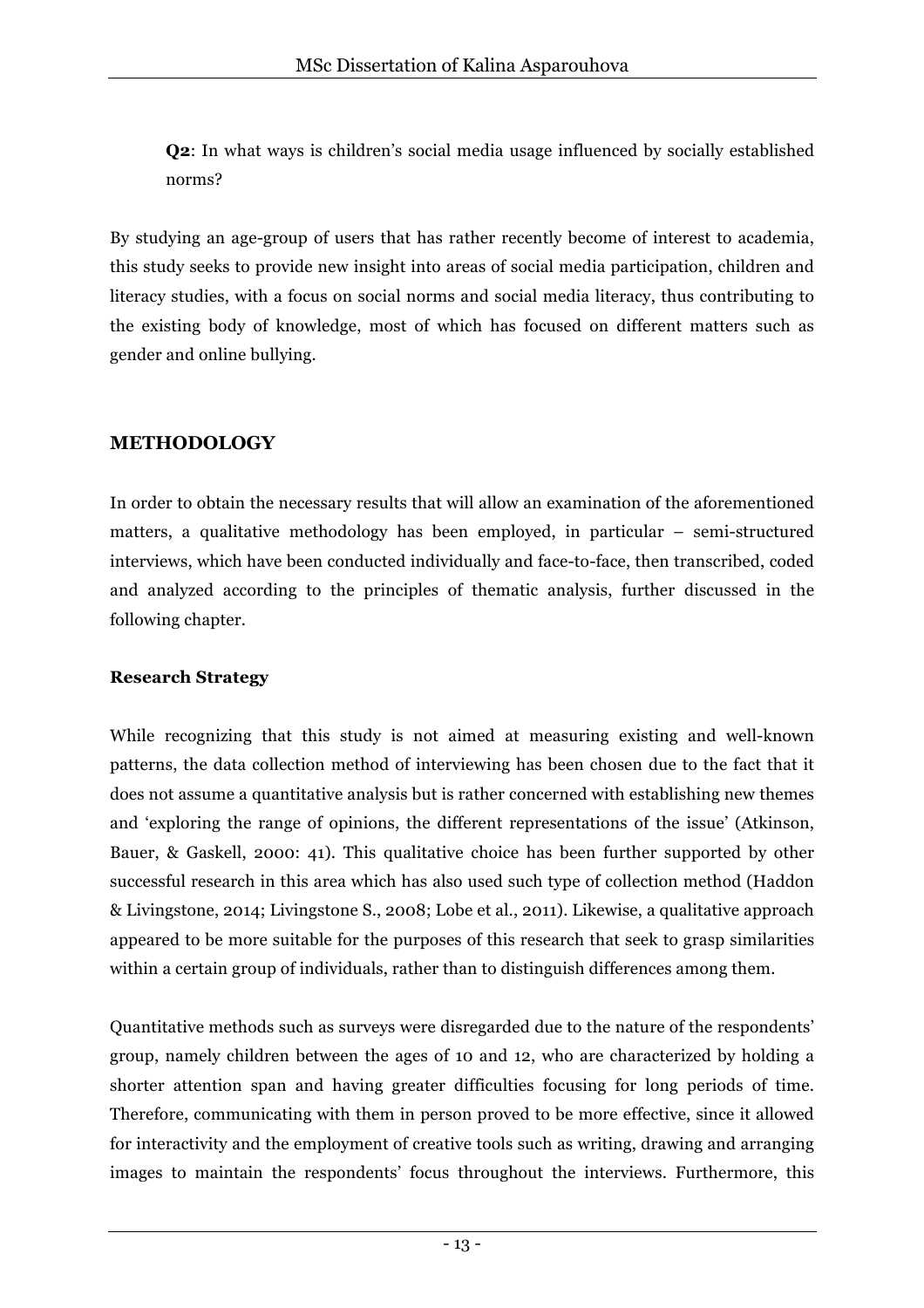**Q2**: In what ways is children's social media usage influenced by socially established norms?

By studying an age-group of users that has rather recently become of interest to academia, this study seeks to provide new insight into areas of social media participation, children and literacy studies, with a focus on social norms and social media literacy, thus contributing to the existing body of knowledge, most of which has focused on different matters such as gender and online bullying.

## METHODOLOGY

In order to obtain the necessary results that will allow an examination of the aforementioned matters, a qualitative methodology has been employed, in particular – semi-structured interviews, which have been conducted individually and face-to-face, then transcribed, coded and analyzed according to the principles of thematic analysis, further discussed in the following chapter.

### Research Strategy

While recognizing that this study is not aimed at measuring existing and well-known patterns, the data collection method of interviewing has been chosen due to the fact that it does not assume a quantitative analysis but is rather concerned with establishing new themes and 'exploring the range of opinions, the different representations of the issue' (Atkinson, Bauer, & Gaskell, 2000: 41). This qualitative choice has been further supported by other successful research in this area which has also used such type of collection method (Haddon & Livingstone, 2014; Livingstone S., 2008; Lobe et al., 2011). Likewise, a qualitative approach appeared to be more suitable for the purposes of this research that seek to grasp similarities within a certain group of individuals, rather than to distinguish differences among them.

Quantitative methods such as surveys were disregarded due to the nature of the respondents' group, namely children between the ages of 10 and 12, who are characterized by holding a shorter attention span and having greater difficulties focusing for long periods of time. Therefore, communicating with them in person proved to be more effective, since it allowed for interactivity and the employment of creative tools such as writing, drawing and arranging images to maintain the respondents' focus throughout the interviews. Furthermore, this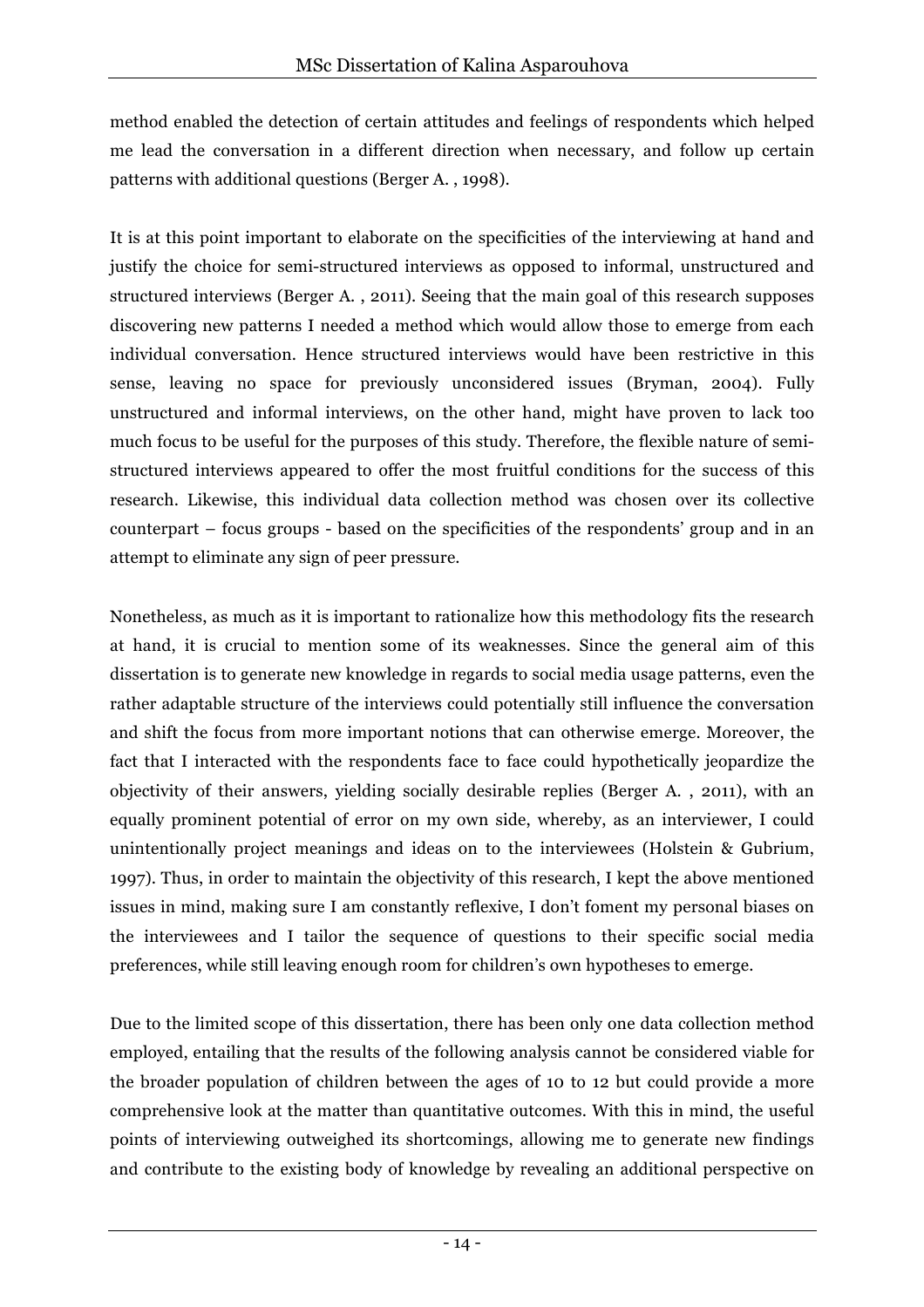method enabled the detection of certain attitudes and feelings of respondents which helped me lead the conversation in a different direction when necessary, and follow up certain patterns with additional questions (Berger A. , 1998).

It is at this point important to elaborate on the specificities of the interviewing at hand and justify the choice for semi-structured interviews as opposed to informal, unstructured and structured interviews (Berger A. , 2011). Seeing that the main goal of this research supposes discovering new patterns I needed a method which would allow those to emerge from each individual conversation. Hence structured interviews would have been restrictive in this sense, leaving no space for previously unconsidered issues (Bryman, 2004). Fully unstructured and informal interviews, on the other hand, might have proven to lack too much focus to be useful for the purposes of this study. Therefore, the flexible nature of semi-structured interviews appeared to offer the most fruitful conditions for the success of this research. Likewise, this individual data collection method was chosen over its collective counterpart – focus groups - based on the specificities of the respondents' group and in an attempt to eliminate any sign of peer pressure.

Nonetheless, as much as it is important to rationalize how this methodology fits the research at hand, it is crucial to mention some of its weaknesses. Since the general aim of this dissertation is to generate new knowledge in regards to social media usage patterns, even the rather adaptable structure of the interviews could potentially still influence the conversation and shift the focus from more important notions that can otherwise emerge. Moreover, the fact that I interacted with the respondents face to face could hypothetically jeopardize the objectivity of their answers, yielding socially desirable replies (Berger A. , 2011), with an equally prominent potential of error on my own side, whereby, as an interviewer, I could unintentionally project meanings and ideas on to the interviewees (Holstein & Gubrium, 1997). Thus, in order to maintain the objectivity of this research, I kept the above mentioned issues in mind, making sure I am constantly reflexive, I don't foment my personal biases on the interviewees and I tailor the sequence of questions to their specific social media preferences, while still leaving enough room for children's own hypotheses to emerge.

Due to the limited scope of this dissertation, there has been only one data collection method employed, entailing that the results of the following analysis cannot be considered viable for the broader population of children between the ages of 10 to 12 but could provide a more comprehensive look at the matter than quantitative outcomes. With this in mind, the useful points of interviewing outweighed its shortcomings, allowing me to generate new findings and contribute to the existing body of knowledge by revealing an additional perspective on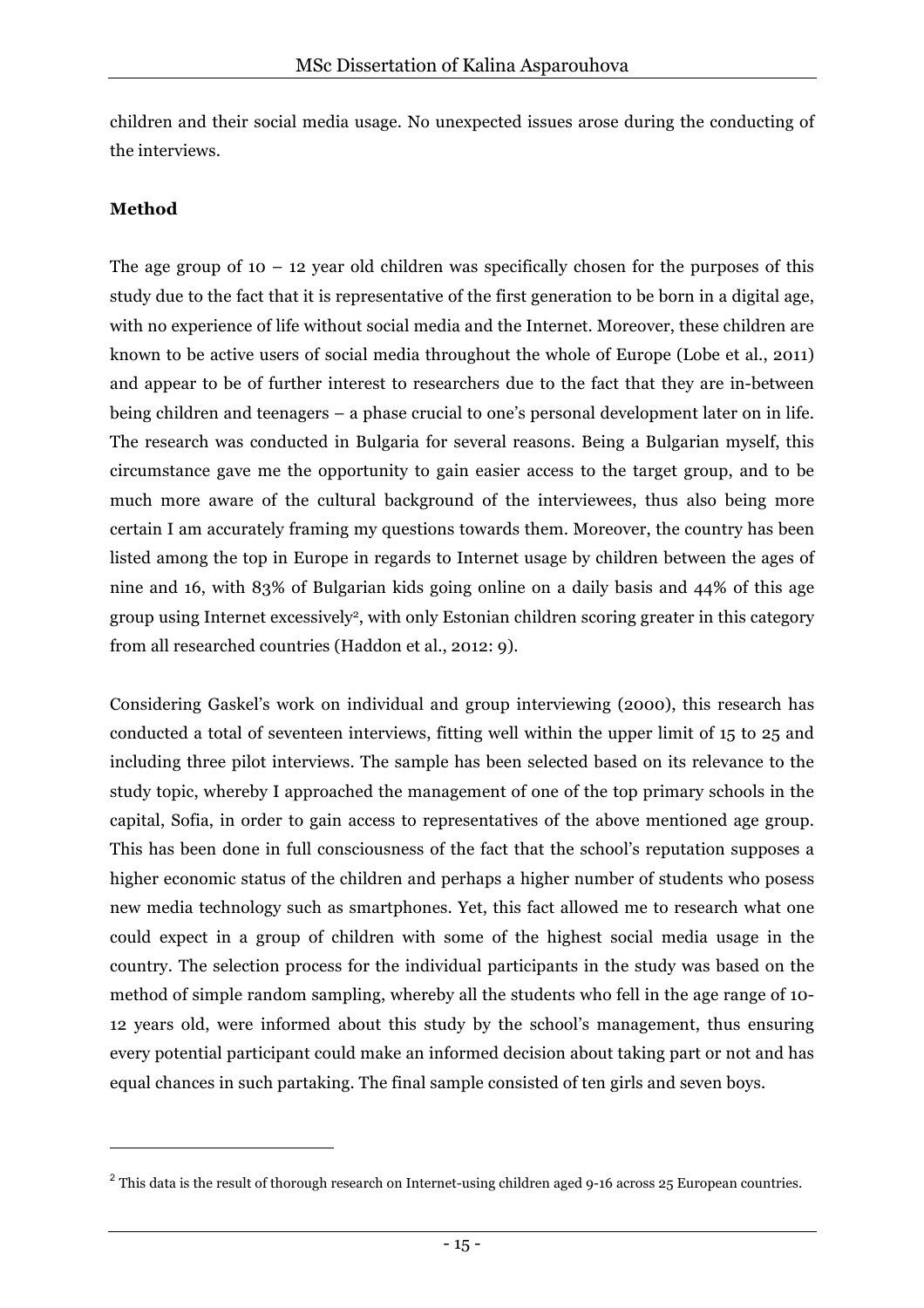children and their social media usage. No unexpected issues arose during the conducting of the interviews.

**Method**

The age group of 10 – 12 year old children was specifically chosen for the purposes of this study due to the fact that it is representative of the first generation to be born in a digital age, with no experience of life without social media and the Internet. Moreover, these children are known to be active users of social media throughout the whole of Europe (Lobe et al., 2011) and appear to be of further interest to researchers due to the fact that they are in-between being children and teenagers – a phase crucial to one's personal development later on in life. The research was conducted in Bulgaria for several reasons. Being a Bulgarian myself, this circumstance gave me the opportunity to gain easier access to the target group, and to be much more aware of the cultural background of the interviewees, thus also being more certain I am accurately framing my questions towards them. Moreover, the country has been listed among the top in Europe in regards to Internet usage by children between the ages of nine and 16, with 83% of Bulgarian kids going online on a daily basis and 44% of this age group using Internet excessively[2], with only Estonian children scoring greater in this category from all researched countries (Haddon et al., 2012: 9).

Considering Gaskel's work on individual and group interviewing (2000), this research has conducted a total of seventeen interviews, fitting well within the upper limit of 15 to 25 and including three pilot interviews. The sample has been selected based on its relevance to the study topic, whereby I approached the management of one of the top primary schools in the capital, Sofia, in order to gain access to representatives of the above mentioned age group. This has been done in full consciousness of the fact that the school's reputation supposes a higher economic status of the children and perhaps a higher number of students who posess new media technology such as smartphones. Yet, this fact allowed me to research what one could expect in a group of children with some of the highest social media usage in the country. The selection process for the individual participants in the study was based on the method of simple random sampling, whereby all the students who fell in the age range of 10-12 years old, were informed about this study by the school's management, thus ensuring every potential participant could make an informed decision about taking part or not and has equal chances in such partaking. The final sample consisted of ten girls and seven boys.

[2] This data is the result of thorough research on Internet-using children aged 9-16 across 25 European countries.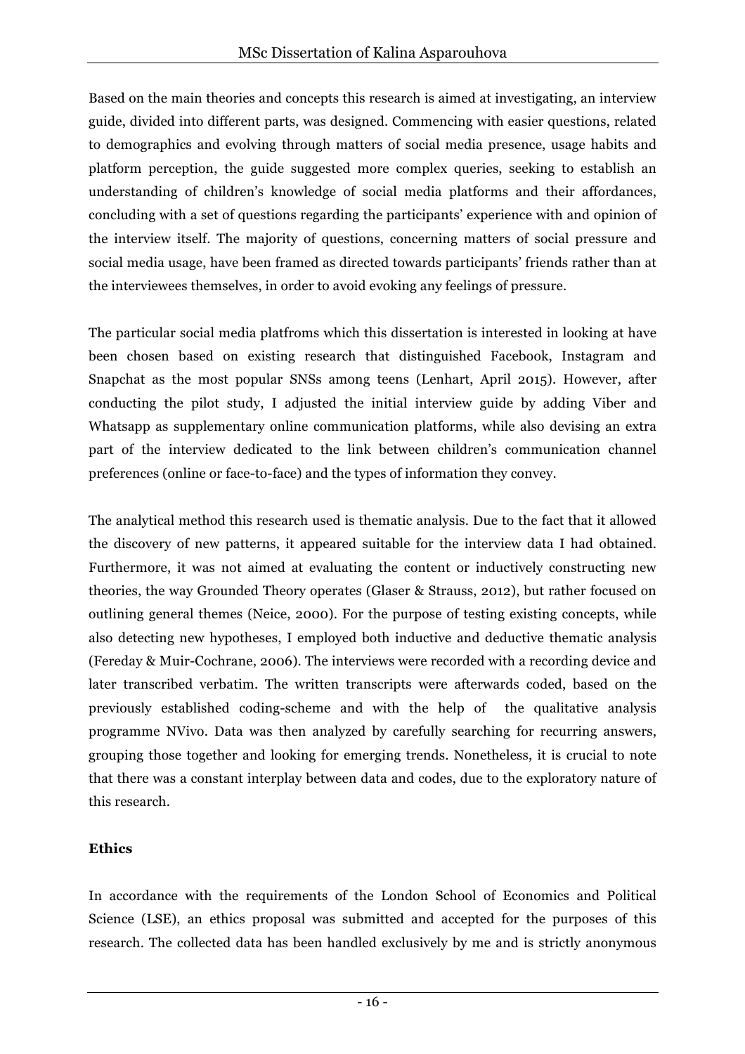Based on the main theories and concepts this research is aimed at investigating, an interview guide, divided into different parts, was designed. Commencing with easier questions, related to demographics and evolving through matters of social media presence, usage habits and platform perception, the guide suggested more complex queries, seeking to establish an understanding of children's knowledge of social media platforms and their affordances, concluding with a set of questions regarding the participants' experience with and opinion of the interview itself. The majority of questions, concerning matters of social pressure and social media usage, have been framed as directed towards participants' friends rather than at the interviewees themselves, in order to avoid evoking any feelings of pressure.

The particular social media platfroms which this dissertation is interested in looking at have been chosen based on existing research that distinguished Facebook, Instagram and Snapchat as the most popular SNSs among teens (Lenhart, April 2015). However, after conducting the pilot study, I adjusted the initial interview guide by adding Viber and Whatsapp as supplementary online communication platforms, while also devising an extra part of the interview dedicated to the link between children's communication channel preferences (online or face-to-face) and the types of information they convey.

The analytical method this research used is thematic analysis. Due to the fact that it allowed the discovery of new patterns, it appeared suitable for the interview data I had obtained. Furthermore, it was not aimed at evaluating the content or inductively constructing new theories, the way Grounded Theory operates (Glaser & Strauss, 2012), but rather focused on outlining general themes (Neice, 2000). For the purpose of testing existing concepts, while also detecting new hypotheses, I employed both inductive and deductive thematic analysis (Fereday & Muir-Cochrane, 2006). The interviews were recorded with a recording device and later transcribed verbatim. The written transcripts were afterwards coded, based on the previously established coding-scheme and with the help of the qualitative analysis programme NVivo. Data was then analyzed by carefully searching for recurring answers, grouping those together and looking for emerging trends. Nonetheless, it is crucial to note that there was a constant interplay between data and codes, due to the exploratory nature of this research.

**Ethics**

In accordance with the requirements of the London School of Economics and Political Science (LSE), an ethics proposal was submitted and accepted for the purposes of this research. The collected data has been handled exclusively by me and is strictly anonymous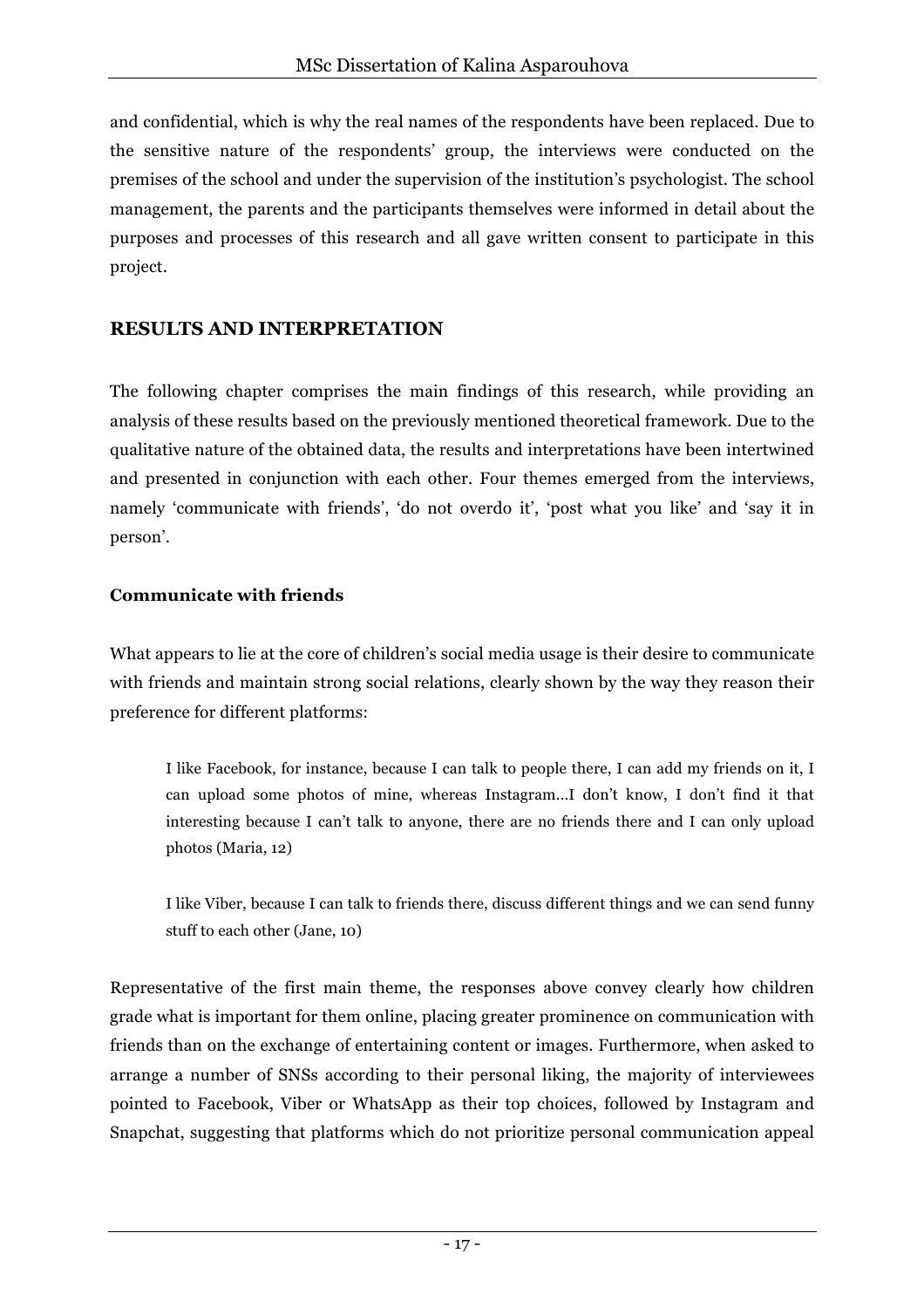and confidential, which is why the real names of the respondents have been replaced. Due to the sensitive nature of the respondents' group, the interviews were conducted on the premises of the school and under the supervision of the institution's psychologist. The school management, the parents and the participants themselves were informed in detail about the purposes and processes of this research and all gave written consent to participate in this project.

## RESULTS AND INTERPRETATION

The following chapter comprises the main findings of this research, while providing an analysis of these results based on the previously mentioned theoretical framework. Due to the qualitative nature of the obtained data, the results and interpretations have been intertwined and presented in conjunction with each other. Four themes emerged from the interviews, namely 'communicate with friends', 'do not overdo it', 'post what you like' and 'say it in person'.

### Communicate with friends

What appears to lie at the core of children's social media usage is their desire to communicate with friends and maintain strong social relations, clearly shown by the way they reason their preference for different platforms:

> I like Facebook, for instance, because I can talk to people there, I can add my friends on it, I can upload some photos of mine, whereas Instagram...I don't know, I don't find it that interesting because I can't talk to anyone, there are no friends there and I can only upload photos (Maria, 12)

> I like Viber, because I can talk to friends there, discuss different things and we can send funny stuff to each other (Jane, 10)

Representative of the first main theme, the responses above convey clearly how children grade what is important for them online, placing greater prominence on communication with friends than on the exchange of entertaining content or images. Furthermore, when asked to arrange a number of SNSs according to their personal liking, the majority of interviewees pointed to Facebook, Viber or WhatsApp as their top choices, followed by Instagram and Snapchat, suggesting that platforms which do not prioritize personal communication appeal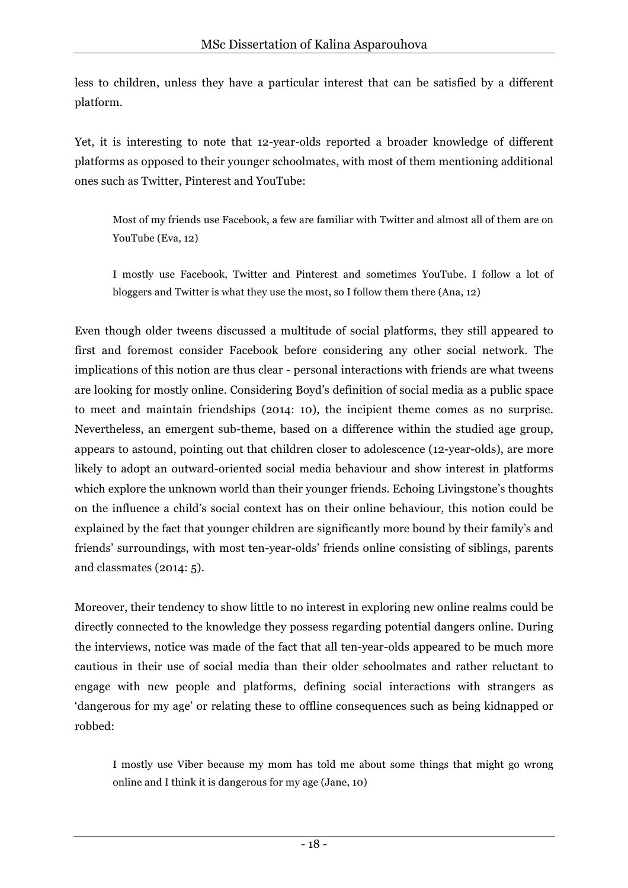less to children, unless they have a particular interest that can be satisfied by a different platform.

Yet, it is interesting to note that 12-year-olds reported a broader knowledge of different platforms as opposed to their younger schoolmates, with most of them mentioning additional ones such as Twitter, Pinterest and YouTube:

> Most of my friends use Facebook, a few are familiar with Twitter and almost all of them are on YouTube (Eva, 12)

> I mostly use Facebook, Twitter and Pinterest and sometimes YouTube. I follow a lot of bloggers and Twitter is what they use the most, so I follow them there (Ana, 12)

Even though older tweens discussed a multitude of social platforms, they still appeared to first and foremost consider Facebook before considering any other social network. The implications of this notion are thus clear - personal interactions with friends are what tweens are looking for mostly online. Considering Boyd's definition of social media as a public space to meet and maintain friendships (2014: 10), the incipient theme comes as no surprise. Nevertheless, an emergent sub-theme, based on a difference within the studied age group, appears to astound, pointing out that children closer to adolescence (12-year-olds), are more likely to adopt an outward-oriented social media behaviour and show interest in platforms which explore the unknown world than their younger friends. Echoing Livingstone's thoughts on the influence a child's social context has on their online behaviour, this notion could be explained by the fact that younger children are significantly more bound by their family's and friends' surroundings, with most ten-year-olds' friends online consisting of siblings, parents and classmates (2014: 5).

Moreover, their tendency to show little to no interest in exploring new online realms could be directly connected to the knowledge they possess regarding potential dangers online. During the interviews, notice was made of the fact that all ten-year-olds appeared to be much more cautious in their use of social media than their older schoolmates and rather reluctant to engage with new people and platforms, defining social interactions with strangers as 'dangerous for my age' or relating these to offline consequences such as being kidnapped or robbed:

> I mostly use Viber because my mom has told me about some things that might go wrong online and I think it is dangerous for my age (Jane, 10)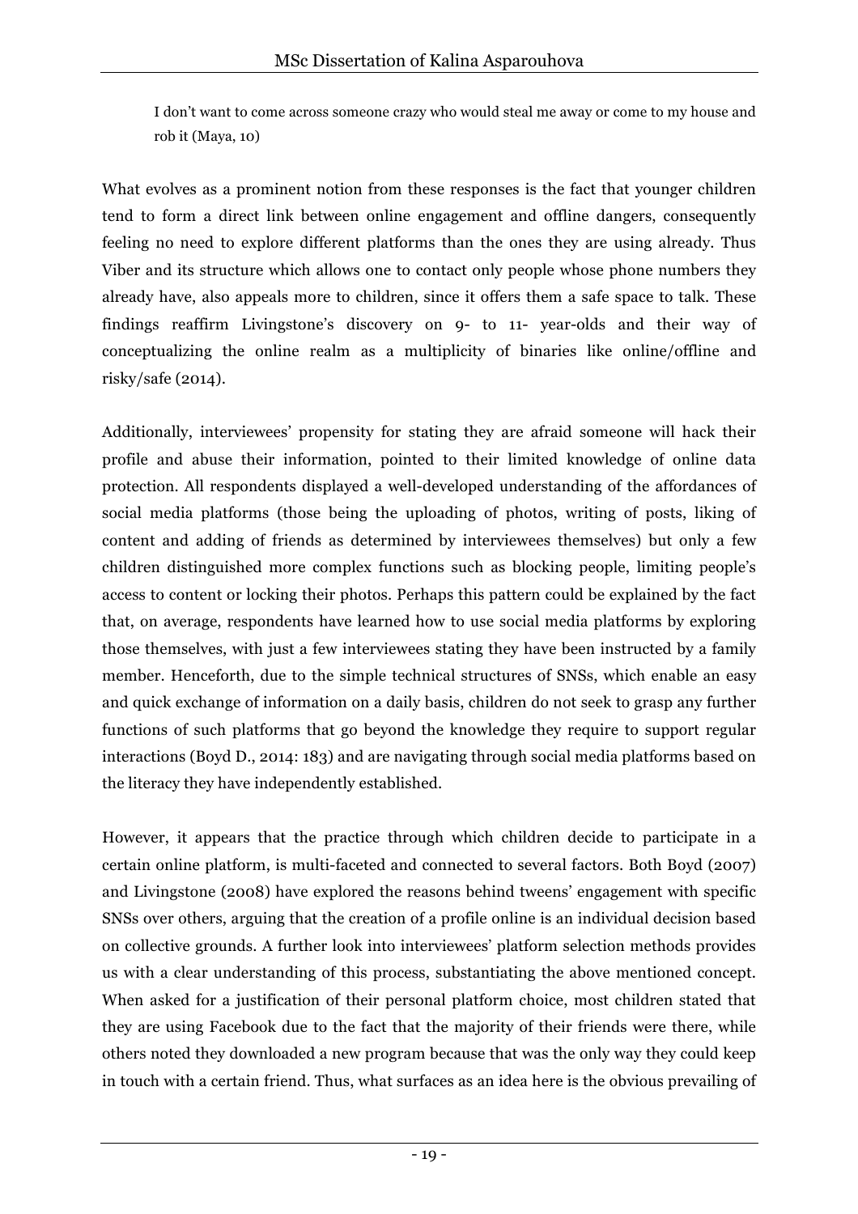> I don't want to come across someone crazy who would steal me away or come to my house and rob it (Maya, 10)

What evolves as a prominent notion from these responses is the fact that younger children tend to form a direct link between online engagement and offline dangers, consequently feeling no need to explore different platforms than the ones they are using already. Thus Viber and its structure which allows one to contact only people whose phone numbers they already have, also appeals more to children, since it offers them a safe space to talk. These findings reaffirm Livingstone's discovery on 9- to 11- year-olds and their way of conceptualizing the online realm as a multiplicity of binaries like online/offline and risky/safe (2014).

Additionally, interviewees' propensity for stating they are afraid someone will hack their profile and abuse their information, pointed to their limited knowledge of online data protection. All respondents displayed a well-developed understanding of the affordances of social media platforms (those being the uploading of photos, writing of posts, liking of content and adding of friends as determined by interviewees themselves) but only a few children distinguished more complex functions such as blocking people, limiting people's access to content or locking their photos. Perhaps this pattern could be explained by the fact that, on average, respondents have learned how to use social media platforms by exploring those themselves, with just a few interviewees stating they have been instructed by a family member. Henceforth, due to the simple technical structures of SNSs, which enable an easy and quick exchange of information on a daily basis, children do not seek to grasp any further functions of such platforms that go beyond the knowledge they require to support regular interactions (Boyd D., 2014: 183) and are navigating through social media platforms based on the literacy they have independently established.

However, it appears that the practice through which children decide to participate in a certain online platform, is multi-faceted and connected to several factors. Both Boyd (2007) and Livingstone (2008) have explored the reasons behind tweens' engagement with specific SNSs over others, arguing that the creation of a profile online is an individual decision based on collective grounds. A further look into interviewees' platform selection methods provides us with a clear understanding of this process, substantiating the above mentioned concept. When asked for a justification of their personal platform choice, most children stated that they are using Facebook due to the fact that the majority of their friends were there, while others noted they downloaded a new program because that was the only way they could keep in touch with a certain friend. Thus, what surfaces as an idea here is the obvious prevailing of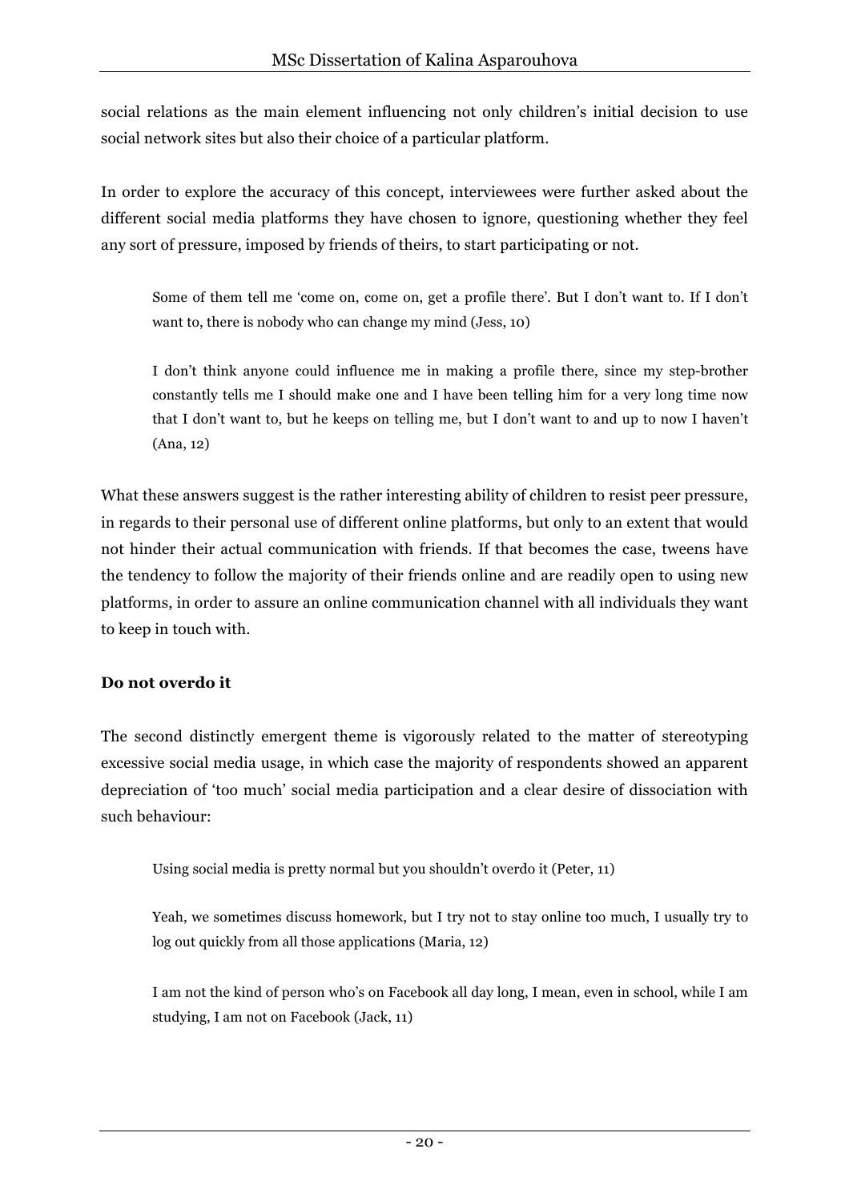social relations as the main element influencing not only children's initial decision to use social network sites but also their choice of a particular platform.

In order to explore the accuracy of this concept, interviewees were further asked about the different social media platforms they have chosen to ignore, questioning whether they feel any sort of pressure, imposed by friends of theirs, to start participating or not.

> Some of them tell me 'come on, come on, get a profile there'. But I don't want to. If I don't want to, there is nobody who can change my mind (Jess, 10)

> I don't think anyone could influence me in making a profile there, since my step-brother constantly tells me I should make one and I have been telling him for a very long time now that I don't want to, but he keeps on telling me, but I don't want to and up to now I haven't (Ana, 12)

What these answers suggest is the rather interesting ability of children to resist peer pressure, in regards to their personal use of different online platforms, but only to an extent that would not hinder their actual communication with friends. If that becomes the case, tweens have the tendency to follow the majority of their friends online and are readily open to using new platforms, in order to assure an online communication channel with all individuals they want to keep in touch with.

**Do not overdo it**

The second distinctly emergent theme is vigorously related to the matter of stereotyping excessive social media usage, in which case the majority of respondents showed an apparent depreciation of 'too much' social media participation and a clear desire of dissociation with such behaviour:

> Using social media is pretty normal but you shouldn't overdo it (Peter, 11)

> Yeah, we sometimes discuss homework, but I try not to stay online too much, I usually try to log out quickly from all those applications (Maria, 12)

> I am not the kind of person who's on Facebook all day long, I mean, even in school, while I am studying, I am not on Facebook (Jack, 11)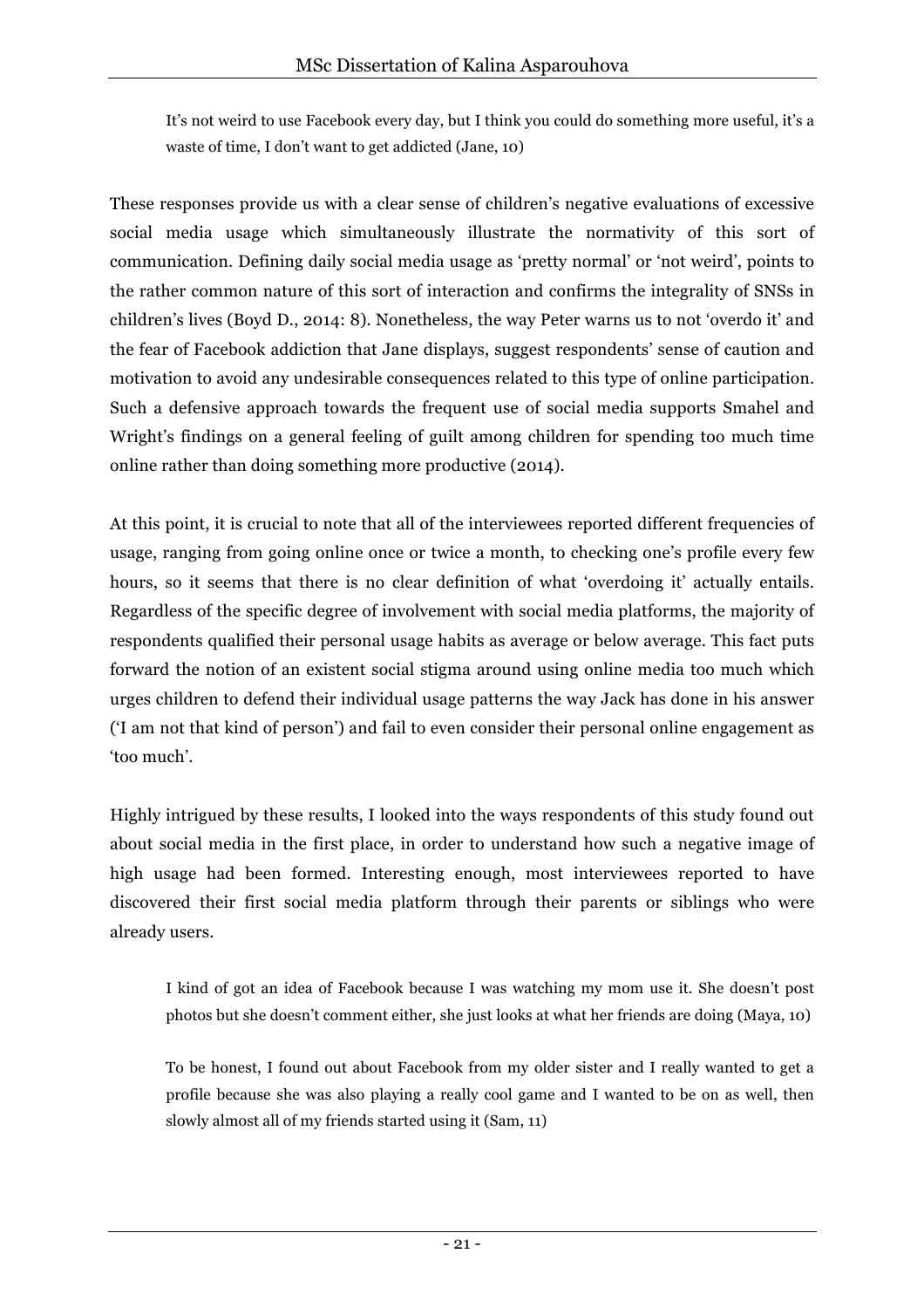> It's not weird to use Facebook every day, but I think you could do something more useful, it's a waste of time, I don't want to get addicted (Jane, 10)

These responses provide us with a clear sense of children's negative evaluations of excessive social media usage which simultaneously illustrate the normativity of this sort of communication. Defining daily social media usage as 'pretty normal' or 'not weird', points to the rather common nature of this sort of interaction and confirms the integrality of SNSs in children's lives (Boyd D., 2014: 8). Nonetheless, the way Peter warns us to not 'overdo it' and the fear of Facebook addiction that Jane displays, suggest respondents' sense of caution and motivation to avoid any undesirable consequences related to this type of online participation. Such a defensive approach towards the frequent use of social media supports Smahel and Wright's findings on a general feeling of guilt among children for spending too much time online rather than doing something more productive (2014).

At this point, it is crucial to note that all of the interviewees reported different frequencies of usage, ranging from going online once or twice a month, to checking one's profile every few hours, so it seems that there is no clear definition of what 'overdoing it' actually entails. Regardless of the specific degree of involvement with social media platforms, the majority of respondents qualified their personal usage habits as average or below average. This fact puts forward the notion of an existent social stigma around using online media too much which urges children to defend their individual usage patterns the way Jack has done in his answer ('I am not that kind of person') and fail to even consider their personal online engagement as 'too much'.

Highly intrigued by these results, I looked into the ways respondents of this study found out about social media in the first place, in order to understand how such a negative image of high usage had been formed. Interesting enough, most interviewees reported to have discovered their first social media platform through their parents or siblings who were already users.

> I kind of got an idea of Facebook because I was watching my mom use it. She doesn't post photos but she doesn't comment either, she just looks at what her friends are doing (Maya, 10)

> To be honest, I found out about Facebook from my older sister and I really wanted to get a profile because she was also playing a really cool game and I wanted to be on as well, then slowly almost all of my friends started using it (Sam, 11)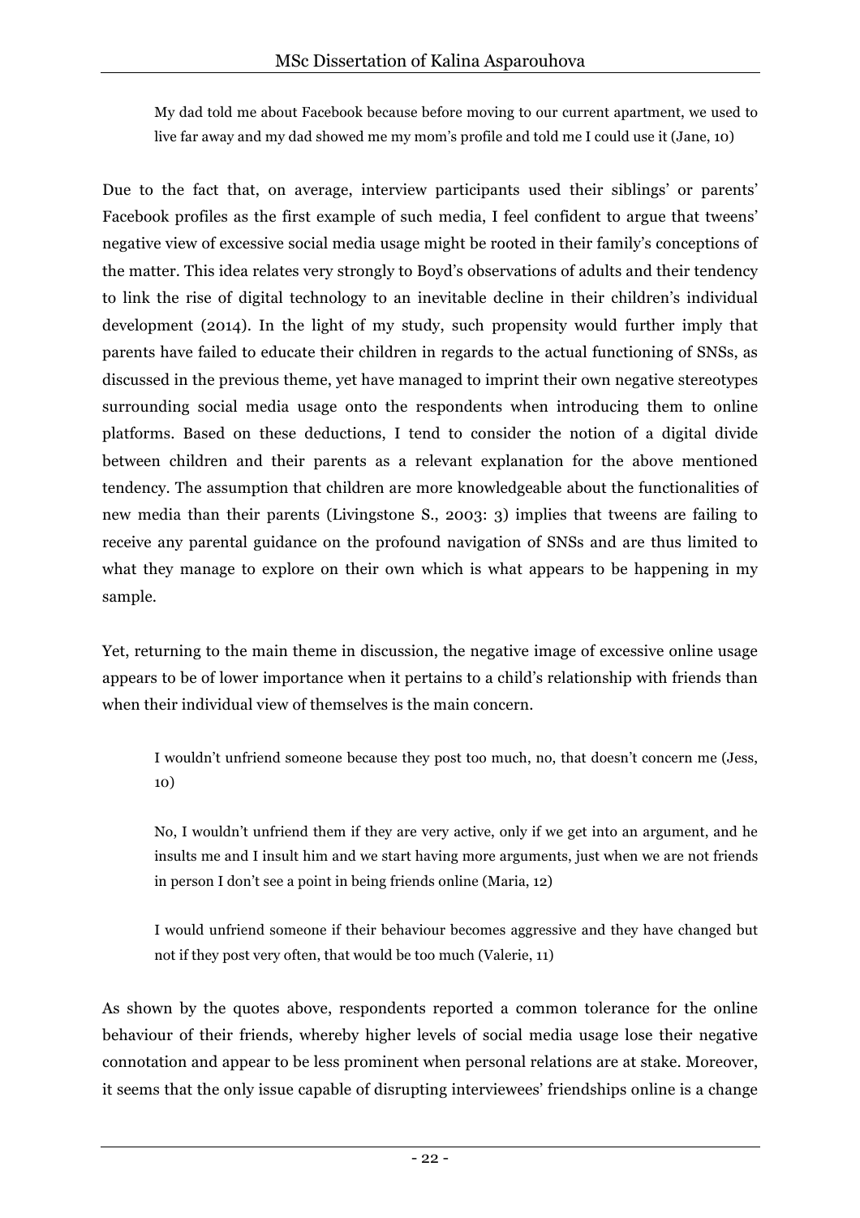> My dad told me about Facebook because before moving to our current apartment, we used to live far away and my dad showed me my mom's profile and told me I could use it (Jane, 10)

Due to the fact that, on average, interview participants used their siblings' or parents' Facebook profiles as the first example of such media, I feel confident to argue that tweens' negative view of excessive social media usage might be rooted in their family's conceptions of the matter. This idea relates very strongly to Boyd's observations of adults and their tendency to link the rise of digital technology to an inevitable decline in their children's individual development (2014). In the light of my study, such propensity would further imply that parents have failed to educate their children in regards to the actual functioning of SNSs, as discussed in the previous theme, yet have managed to imprint their own negative stereotypes surrounding social media usage onto the respondents when introducing them to online platforms. Based on these deductions, I tend to consider the notion of a digital divide between children and their parents as a relevant explanation for the above mentioned tendency. The assumption that children are more knowledgeable about the functionalities of new media than their parents (Livingstone S., 2003: 3) implies that tweens are failing to receive any parental guidance on the profound navigation of SNSs and are thus limited to what they manage to explore on their own which is what appears to be happening in my sample.

Yet, returning to the main theme in discussion, the negative image of excessive online usage appears to be of lower importance when it pertains to a child's relationship with friends than when their individual view of themselves is the main concern.

> I wouldn't unfriend someone because they post too much, no, that doesn't concern me (Jess, 10)

> No, I wouldn't unfriend them if they are very active, only if we get into an argument, and he insults me and I insult him and we start having more arguments, just when we are not friends in person I don't see a point in being friends online (Maria, 12)

> I would unfriend someone if their behaviour becomes aggressive and they have changed but not if they post very often, that would be too much (Valerie, 11)

As shown by the quotes above, respondents reported a common tolerance for the online behaviour of their friends, whereby higher levels of social media usage lose their negative connotation and appear to be less prominent when personal relations are at stake. Moreover, it seems that the only issue capable of disrupting interviewees' friendships online is a change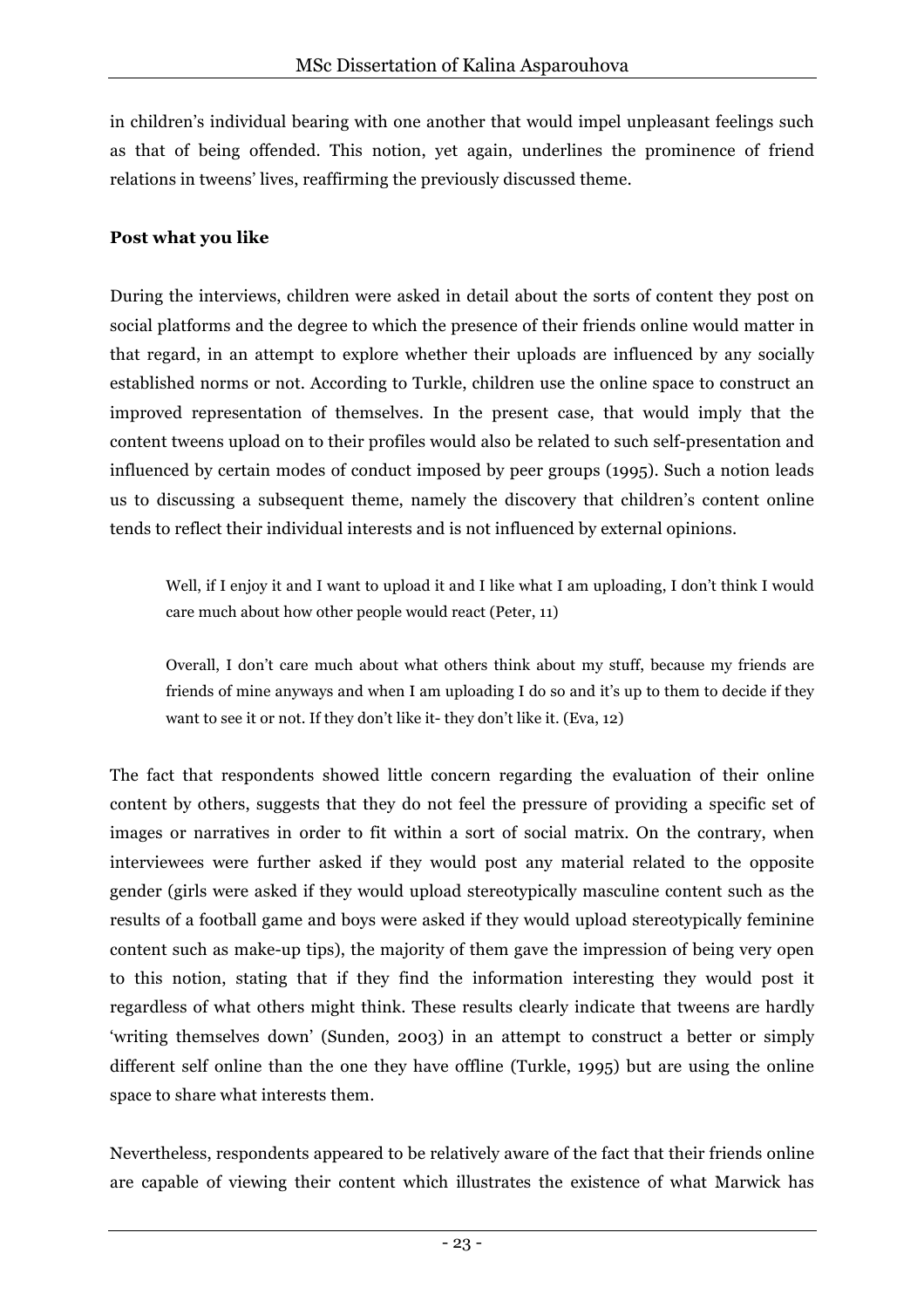in children's individual bearing with one another that would impel unpleasant feelings such as that of being offended. This notion, yet again, underlines the prominence of friend relations in tweens' lives, reaffirming the previously discussed theme.

**Post what you like**

During the interviews, children were asked in detail about the sorts of content they post on social platforms and the degree to which the presence of their friends online would matter in that regard, in an attempt to explore whether their uploads are influenced by any socially established norms or not. According to Turkle, children use the online space to construct an improved representation of themselves. In the present case, that would imply that the content tweens upload on to their profiles would also be related to such self-presentation and influenced by certain modes of conduct imposed by peer groups (1995). Such a notion leads us to discussing a subsequent theme, namely the discovery that children's content online tends to reflect their individual interests and is not influenced by external opinions.

> Well, if I enjoy it and I want to upload it and I like what I am uploading, I don't think I would care much about how other people would react (Peter, 11)

> Overall, I don't care much about what others think about my stuff, because my friends are friends of mine anyways and when I am uploading I do so and it's up to them to decide if they want to see it or not. If they don't like it- they don't like it. (Eva, 12)

The fact that respondents showed little concern regarding the evaluation of their online content by others, suggests that they do not feel the pressure of providing a specific set of images or narratives in order to fit within a sort of social matrix. On the contrary, when interviewees were further asked if they would post any material related to the opposite gender (girls were asked if they would upload stereotypically masculine content such as the results of a football game and boys were asked if they would upload stereotypically feminine content such as make-up tips), the majority of them gave the impression of being very open to this notion, stating that if they find the information interesting they would post it regardless of what others might think. These results clearly indicate that tweens are hardly 'writing themselves down' (Sunden, 2003) in an attempt to construct a better or simply different self online than the one they have offline (Turkle, 1995) but are using the online space to share what interests them.

Nevertheless, respondents appeared to be relatively aware of the fact that their friends online are capable of viewing their content which illustrates the existence of what Marwick has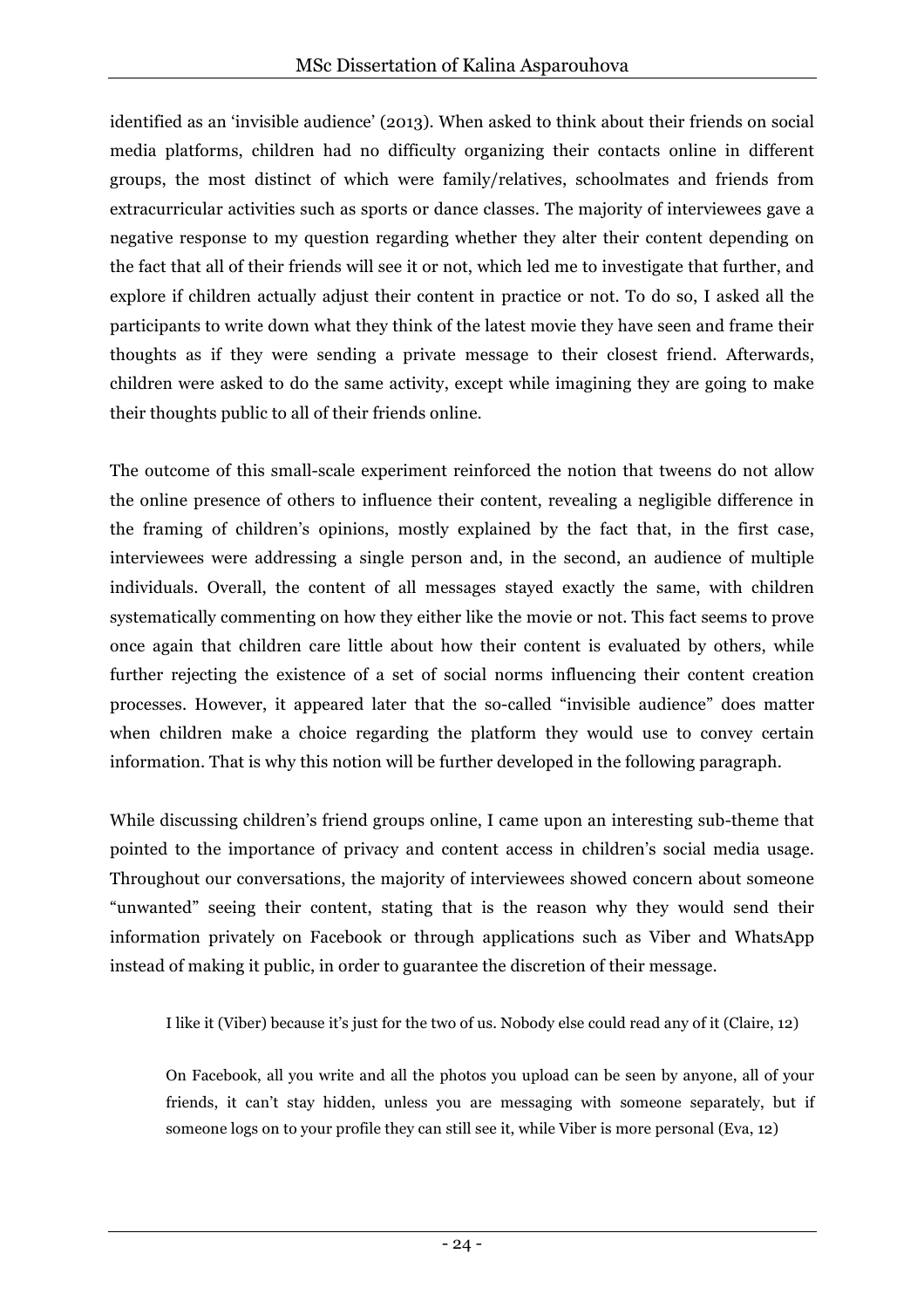identified as an 'invisible audience' (2013). When asked to think about their friends on social media platforms, children had no difficulty organizing their contacts online in different groups, the most distinct of which were family/relatives, schoolmates and friends from extracurricular activities such as sports or dance classes. The majority of interviewees gave a negative response to my question regarding whether they alter their content depending on the fact that all of their friends will see it or not, which led me to investigate that further, and explore if children actually adjust their content in practice or not. To do so, I asked all the participants to write down what they think of the latest movie they have seen and frame their thoughts as if they were sending a private message to their closest friend. Afterwards, children were asked to do the same activity, except while imagining they are going to make their thoughts public to all of their friends online.

The outcome of this small-scale experiment reinforced the notion that tweens do not allow the online presence of others to influence their content, revealing a negligible difference in the framing of children's opinions, mostly explained by the fact that, in the first case, interviewees were addressing a single person and, in the second, an audience of multiple individuals. Overall, the content of all messages stayed exactly the same, with children systematically commenting on how they either like the movie or not. This fact seems to prove once again that children care little about how their content is evaluated by others, while further rejecting the existence of a set of social norms influencing their content creation processes. However, it appeared later that the so-called "invisible audience" does matter when children make a choice regarding the platform they would use to convey certain information. That is why this notion will be further developed in the following paragraph.

While discussing children's friend groups online, I came upon an interesting sub-theme that pointed to the importance of privacy and content access in children's social media usage. Throughout our conversations, the majority of interviewees showed concern about someone "unwanted" seeing their content, stating that is the reason why they would send their information privately on Facebook or through applications such as Viber and WhatsApp instead of making it public, in order to guarantee the discretion of their message.

> I like it (Viber) because it's just for the two of us. Nobody else could read any of it (Claire, 12)

> On Facebook, all you write and all the photos you upload can be seen by anyone, all of your friends, it can't stay hidden, unless you are messaging with someone separately, but if someone logs on to your profile they can still see it, while Viber is more personal (Eva, 12)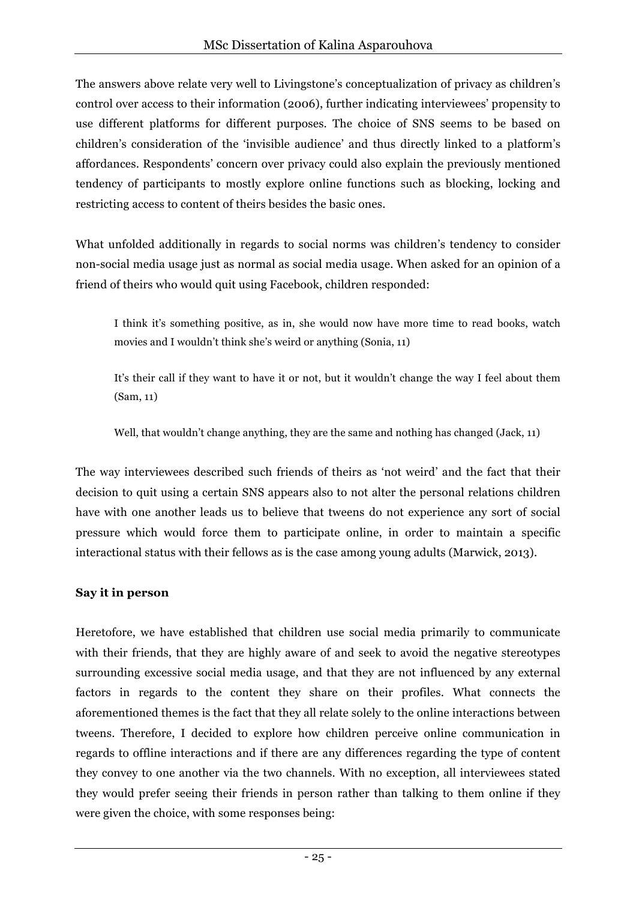The answers above relate very well to Livingstone's conceptualization of privacy as children's control over access to their information (2006), further indicating interviewees' propensity to use different platforms for different purposes. The choice of SNS seems to be based on children's consideration of the 'invisible audience' and thus directly linked to a platform's affordances. Respondents' concern over privacy could also explain the previously mentioned tendency of participants to mostly explore online functions such as blocking, locking and restricting access to content of theirs besides the basic ones.

What unfolded additionally in regards to social norms was children's tendency to consider non-social media usage just as normal as social media usage. When asked for an opinion of a friend of theirs who would quit using Facebook, children responded:

> I think it's something positive, as in, she would now have more time to read books, watch movies and I wouldn't think she's weird or anything (Sonia, 11)
>
> It's their call if they want to have it or not, but it wouldn't change the way I feel about them (Sam, 11)
>
> Well, that wouldn't change anything, they are the same and nothing has changed (Jack, 11)

The way interviewees described such friends of theirs as 'not weird' and the fact that their decision to quit using a certain SNS appears also to not alter the personal relations children have with one another leads us to believe that tweens do not experience any sort of social pressure which would force them to participate online, in order to maintain a specific interactional status with their fellows as is the case among young adults (Marwick, 2013).

**Say it in person**

Heretofore, we have established that children use social media primarily to communicate with their friends, that they are highly aware of and seek to avoid the negative stereotypes surrounding excessive social media usage, and that they are not influenced by any external factors in regards to the content they share on their profiles. What connects the aforementioned themes is the fact that they all relate solely to the online interactions between tweens. Therefore, I decided to explore how children perceive online communication in regards to offline interactions and if there are any differences regarding the type of content they convey to one another via the two channels. With no exception, all interviewees stated they would prefer seeing their friends in person rather than talking to them online if they were given the choice, with some responses being: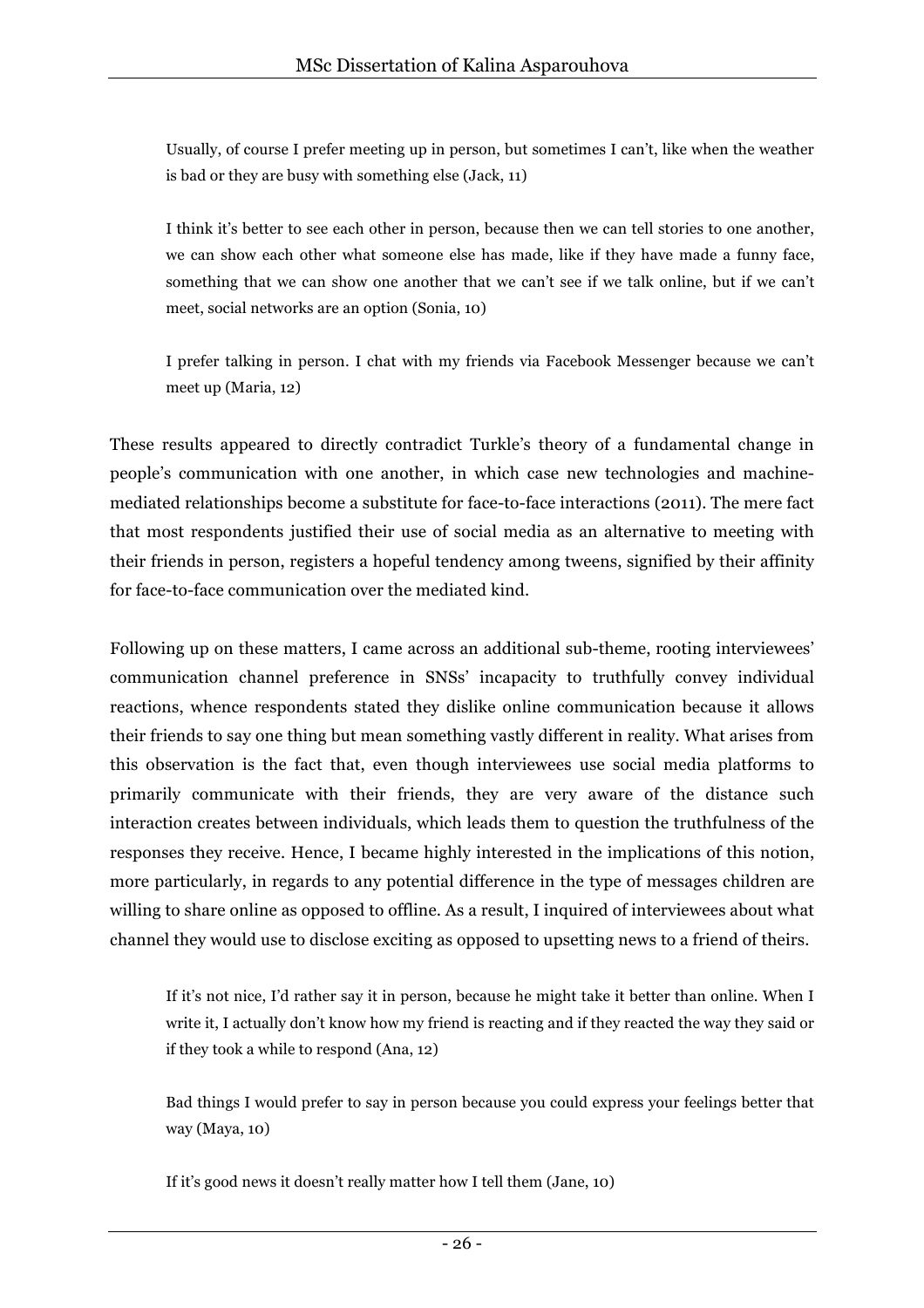> Usually, of course I prefer meeting up in person, but sometimes I can't, like when the weather is bad or they are busy with something else (Jack, 11)

> I think it's better to see each other in person, because then we can tell stories to one another, we can show each other what someone else has made, like if they have made a funny face, something that we can show one another that we can't see if we talk online, but if we can't meet, social networks are an option (Sonia, 10)

> I prefer talking in person. I chat with my friends via Facebook Messenger because we can't meet up (Maria, 12)

These results appeared to directly contradict Turkle's theory of a fundamental change in people's communication with one another, in which case new technologies and machine-mediated relationships become a substitute for face-to-face interactions (2011). The mere fact that most respondents justified their use of social media as an alternative to meeting with their friends in person, registers a hopeful tendency among tweens, signified by their affinity for face-to-face communication over the mediated kind.

Following up on these matters, I came across an additional sub-theme, rooting interviewees' communication channel preference in SNSs' incapacity to truthfully convey individual reactions, whence respondents stated they dislike online communication because it allows their friends to say one thing but mean something vastly different in reality. What arises from this observation is the fact that, even though interviewees use social media platforms to primarily communicate with their friends, they are very aware of the distance such interaction creates between individuals, which leads them to question the truthfulness of the responses they receive. Hence, I became highly interested in the implications of this notion, more particularly, in regards to any potential difference in the type of messages children are willing to share online as opposed to offline. As a result, I inquired of interviewees about what channel they would use to disclose exciting as opposed to upsetting news to a friend of theirs.

> If it's not nice, I'd rather say it in person, because he might take it better than online. When I write it, I actually don't know how my friend is reacting and if they reacted the way they said or if they took a while to respond (Ana, 12)

> Bad things I would prefer to say in person because you could express your feelings better that way (Maya, 10)

> If it's good news it doesn't really matter how I tell them (Jane, 10)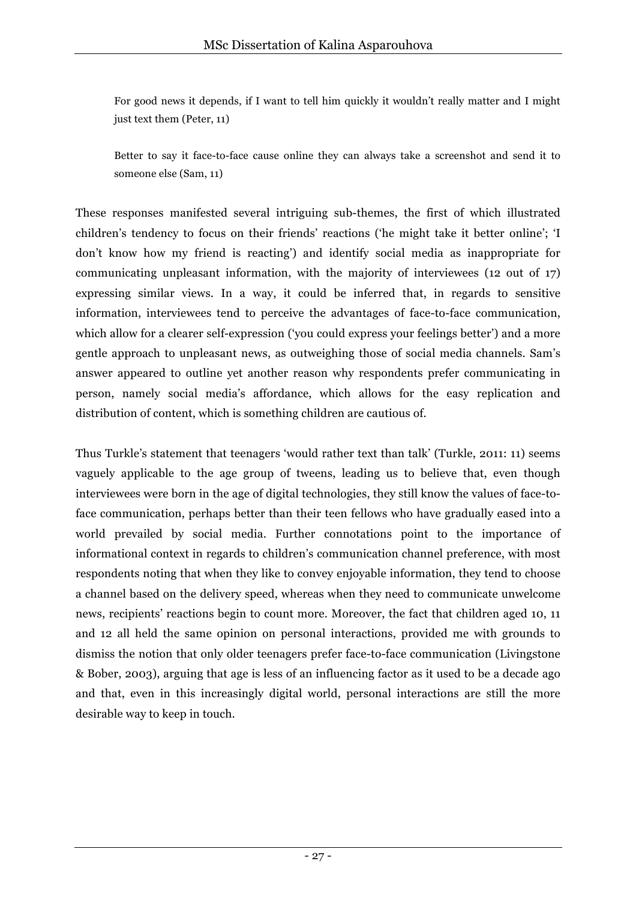> For good news it depends, if I want to tell him quickly it wouldn't really matter and I might just text them (Peter, 11)

> Better to say it face-to-face cause online they can always take a screenshot and send it to someone else (Sam, 11)

These responses manifested several intriguing sub-themes, the first of which illustrated children's tendency to focus on their friends' reactions ('he might take it better online'; 'I don't know how my friend is reacting') and identify social media as inappropriate for communicating unpleasant information, with the majority of interviewees (12 out of 17) expressing similar views. In a way, it could be inferred that, in regards to sensitive information, interviewees tend to perceive the advantages of face-to-face communication, which allow for a clearer self-expression ('you could express your feelings better') and a more gentle approach to unpleasant news, as outweighing those of social media channels. Sam's answer appeared to outline yet another reason why respondents prefer communicating in person, namely social media's affordance, which allows for the easy replication and distribution of content, which is something children are cautious of.

Thus Turkle's statement that teenagers 'would rather text than talk' (Turkle, 2011: 11) seems vaguely applicable to the age group of tweens, leading us to believe that, even though interviewees were born in the age of digital technologies, they still know the values of face-to-face communication, perhaps better than their teen fellows who have gradually eased into a world prevailed by social media. Further connotations point to the importance of informational context in regards to children's communication channel preference, with most respondents noting that when they like to convey enjoyable information, they tend to choose a channel based on the delivery speed, whereas when they need to communicate unwelcome news, recipients' reactions begin to count more. Moreover, the fact that children aged 10, 11 and 12 all held the same opinion on personal interactions, provided me with grounds to dismiss the notion that only older teenagers prefer face-to-face communication (Livingstone & Bober, 2003), arguing that age is less of an influencing factor as it used to be a decade ago and that, even in this increasingly digital world, personal interactions are still the more desirable way to keep in touch.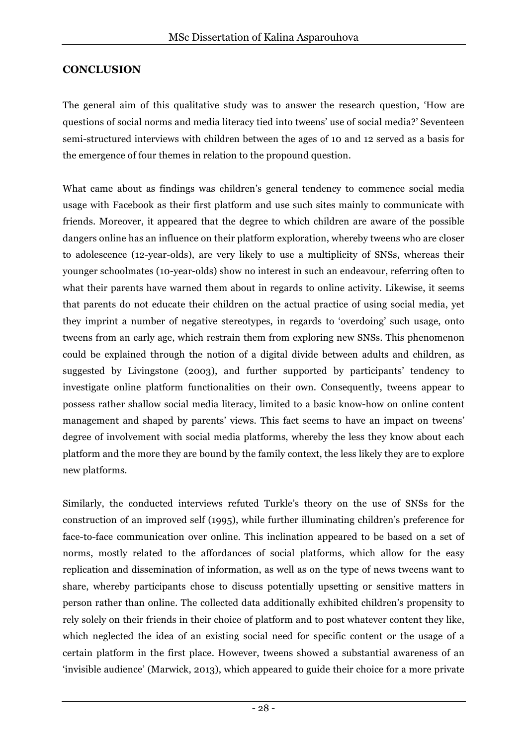## CONCLUSION

The general aim of this qualitative study was to answer the research question, 'How are questions of social norms and media literacy tied into tweens' use of social media?' Seventeen semi-structured interviews with children between the ages of 10 and 12 served as a basis for the emergence of four themes in relation to the propound question.

What came about as findings was children's general tendency to commence social media usage with Facebook as their first platform and use such sites mainly to communicate with friends. Moreover, it appeared that the degree to which children are aware of the possible dangers online has an influence on their platform exploration, whereby tweens who are closer to adolescence (12-year-olds), are very likely to use a multiplicity of SNSs, whereas their younger schoolmates (10-year-olds) show no interest in such an endeavour, referring often to what their parents have warned them about in regards to online activity. Likewise, it seems that parents do not educate their children on the actual practice of using social media, yet they imprint a number of negative stereotypes, in regards to 'overdoing' such usage, onto tweens from an early age, which restrain them from exploring new SNSs. This phenomenon could be explained through the notion of a digital divide between adults and children, as suggested by Livingstone (2003), and further supported by participants' tendency to investigate online platform functionalities on their own. Consequently, tweens appear to possess rather shallow social media literacy, limited to a basic know-how on online content management and shaped by parents' views. This fact seems to have an impact on tweens' degree of involvement with social media platforms, whereby the less they know about each platform and the more they are bound by the family context, the less likely they are to explore new platforms.

Similarly, the conducted interviews refuted Turkle's theory on the use of SNSs for the construction of an improved self (1995), while further illuminating children's preference for face-to-face communication over online. This inclination appeared to be based on a set of norms, mostly related to the affordances of social platforms, which allow for the easy replication and dissemination of information, as well as on the type of news tweens want to share, whereby participants chose to discuss potentially upsetting or sensitive matters in person rather than online. The collected data additionally exhibited children's propensity to rely solely on their friends in their choice of platform and to post whatever content they like, which neglected the idea of an existing social need for specific content or the usage of a certain platform in the first place. However, tweens showed a substantial awareness of an 'invisible audience' (Marwick, 2013), which appeared to guide their choice for a more private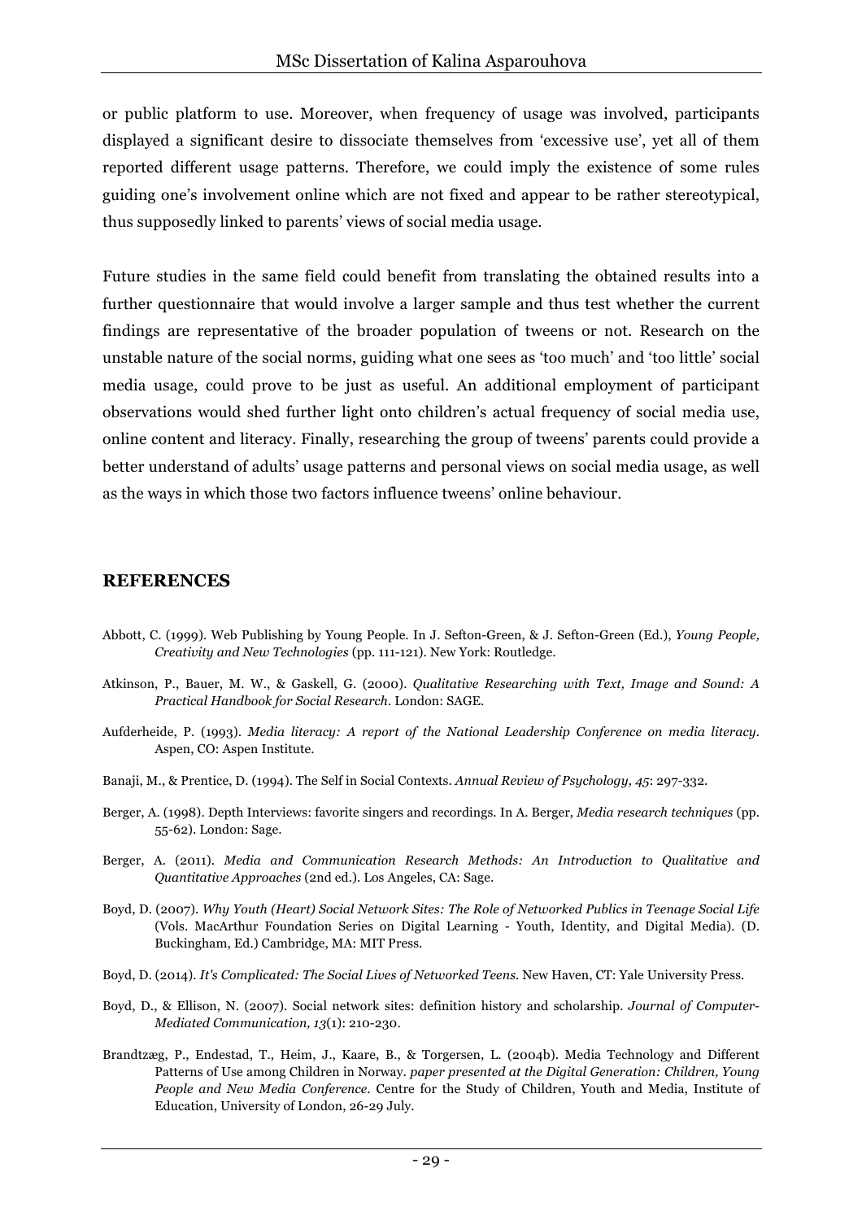or public platform to use. Moreover, when frequency of usage was involved, participants displayed a significant desire to dissociate themselves from 'excessive use', yet all of them reported different usage patterns. Therefore, we could imply the existence of some rules guiding one's involvement online which are not fixed and appear to be rather stereotypical, thus supposedly linked to parents' views of social media usage.

Future studies in the same field could benefit from translating the obtained results into a further questionnaire that would involve a larger sample and thus test whether the current findings are representative of the broader population of tweens or not. Research on the unstable nature of the social norms, guiding what one sees as 'too much' and 'too little' social media usage, could prove to be just as useful. An additional employment of participant observations would shed further light onto children's actual frequency of social media use, online content and literacy. Finally, researching the group of tweens' parents could provide a better understand of adults' usage patterns and personal views on social media usage, as well as the ways in which those two factors influence tweens' online behaviour.

## REFERENCES

Abbott, C. (1999). Web Publishing by Young People. In J. Sefton-Green, & J. Sefton-Green (Ed.), *Young People, Creativity and New Technologies* (pp. 111-121). New York: Routledge.

Atkinson, P., Bauer, M. W., & Gaskell, G. (2000). *Qualitative Researching with Text, Image and Sound: A Practical Handbook for Social Research*. London: SAGE.

Aufderheide, P. (1993). *Media literacy: A report of the National Leadership Conference on media literacy*. Aspen, CO: Aspen Institute.

Banaji, M., & Prentice, D. (1994). The Self in Social Contexts. *Annual Review of Psychology, 45*: 297-332.

Berger, A. (1998). Depth Interviews: favorite singers and recordings. In A. Berger, *Media research techniques* (pp. 55-62). London: Sage.

Berger, A. (2011). *Media and Communication Research Methods: An Introduction to Qualitative and Quantitative Approaches* (2nd ed.). Los Angeles, CA: Sage.

Boyd, D. (2007). *Why Youth (Heart) Social Network Sites: The Role of Networked Publics in Teenage Social Life* (Vols. MacArthur Foundation Series on Digital Learning - Youth, Identity, and Digital Media). (D. Buckingham, Ed.) Cambridge, MA: MIT Press.

Boyd, D. (2014). *It's Complicated: The Social Lives of Networked Teens*. New Haven, CT: Yale University Press.

Boyd, D., & Ellison, N. (2007). Social network sites: definition history and scholarship. *Journal of Computer-Mediated Communication, 13*(1): 210-230.

Brandtzæg, P., Endestad, T., Heim, J., Kaare, B., & Torgersen, L. (2004b). Media Technology and Different Patterns of Use among Children in Norway. *paper presented at the Digital Generation: Children, Young People and New Media Conference*. Centre for the Study of Children, Youth and Media, Institute of Education, University of London, 26-29 July.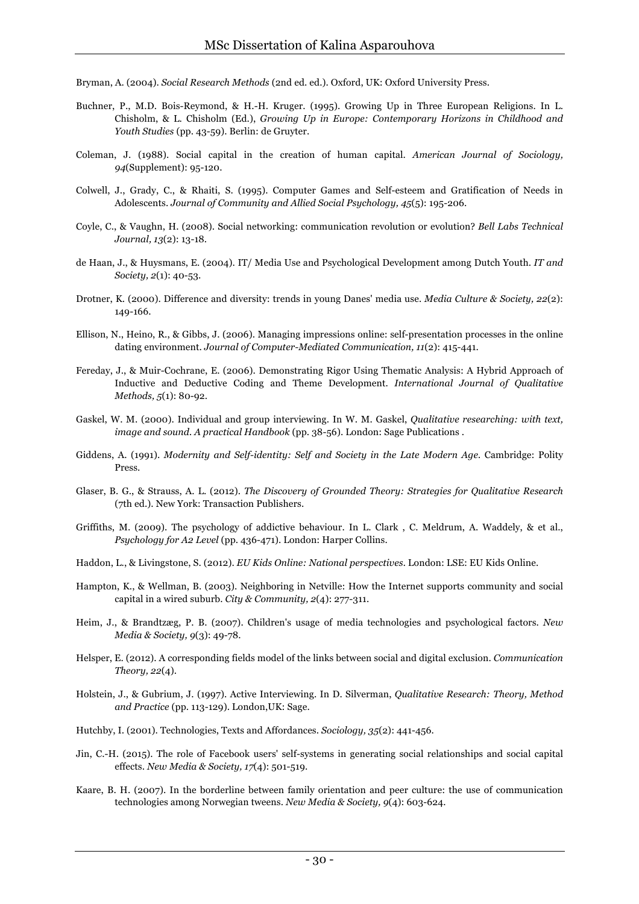Bryman, A. (2004). *Social Research Methods* (2nd ed. ed.). Oxford, UK: Oxford University Press.

Buchner, P., M.D. Bois-Reymond, & H.-H. Kruger. (1995). Growing Up in Three European Religions. In L. Chisholm, & L. Chisholm (Ed.), *Growing Up in Europe: Contemporary Horizons in Childhood and Youth Studies* (pp. 43-59). Berlin: de Gruyter.

Coleman, J. (1988). Social capital in the creation of human capital. *American Journal of Sociology, 94*(Supplement): 95-120.

Colwell, J., Grady, C., & Rhaiti, S. (1995). Computer Games and Self-esteem and Gratification of Needs in Adolescents. *Journal of Community and Allied Social Psychology, 45*(5): 195-206.

Coyle, C., & Vaughn, H. (2008). Social networking: communication revolution or evolution? *Bell Labs Technical Journal, 13*(2): 13-18.

de Haan, J., & Huysmans, E. (2004). IT/ Media Use and Psychological Development among Dutch Youth. *IT and Society, 2*(1): 40-53.

Drotner, K. (2000). Difference and diversity: trends in young Danes' media use. *Media Culture & Society, 22*(2): 149-166.

Ellison, N., Heino, R., & Gibbs, J. (2006). Managing impressions online: self-presentation processes in the online dating environment. *Journal of Computer-Mediated Communication, 11*(2): 415-441.

Fereday, J., & Muir-Cochrane, E. (2006). Demonstrating Rigor Using Thematic Analysis: A Hybrid Approach of Inductive and Deductive Coding and Theme Development. *International Journal of Qualitative Methods, 5*(1): 80-92.

Gaskel, W. M. (2000). Individual and group interviewing. In W. M. Gaskel, *Qualitative researching: with text, image and sound. A practical Handbook* (pp. 38-56). London: Sage Publications .

Giddens, A. (1991). *Modernity and Self-identity: Self and Society in the Late Modern Age*. Cambridge: Polity Press.

Glaser, B. G., & Strauss, A. L. (2012). *The Discovery of Grounded Theory: Strategies for Qualitative Research* (7th ed.). New York: Transaction Publishers.

Griffiths, M. (2009). The psychology of addictive behaviour. In L. Clark , C. Meldrum, A. Waddely, & et al., *Psychology for A2 Level* (pp. 436-471). London: Harper Collins.

Haddon, L., & Livingstone, S. (2012). *EU Kids Online: National perspectives*. London: LSE: EU Kids Online.

Hampton, K., & Wellman, B. (2003). Neighboring in Netville: How the Internet supports community and social capital in a wired suburb. *City & Community, 2*(4): 277-311.

Heim, J., & Brandtzæg, P. B. (2007). Children's usage of media technologies and psychological factors. *New Media & Society, 9*(3): 49-78.

Helsper, E. (2012). A corresponding fields model of the links between social and digital exclusion. *Communication Theory, 22*(4).

Holstein, J., & Gubrium, J. (1997). Active Interviewing. In D. Silverman, *Qualitative Research: Theory, Method and Practice* (pp. 113-129). London,UK: Sage.

Hutchby, I. (2001). Technologies, Texts and Affordances. *Sociology, 35*(2): 441-456.

Jin, C.-H. (2015). The role of Facebook users' self-systems in generating social relationships and social capital effects. *New Media & Society, 17*(4): 501-519.

Kaare, B. H. (2007). In the borderline between family orientation and peer culture: the use of communication technologies among Norwegian tweens. *New Media & Society, 9*(4): 603-624.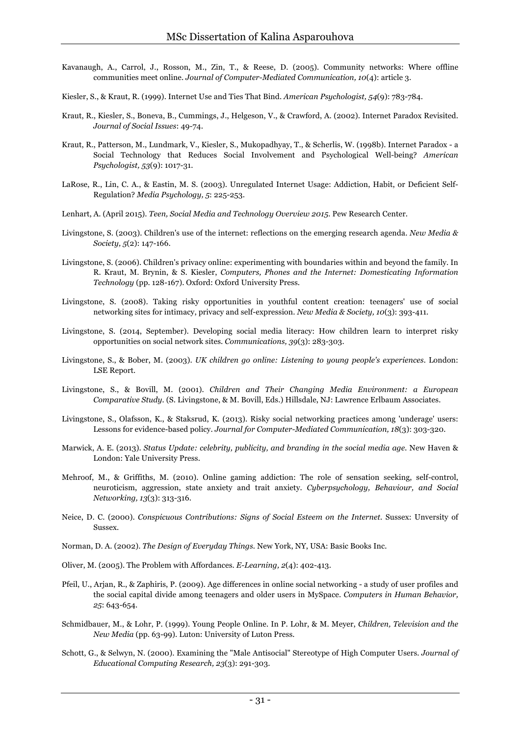Kavanaugh, A., Carrol, J., Rosson, M., Zin, T., & Reese, D. (2005). Community networks: Where offline communities meet online. *Journal of Computer-Mediated Communication, 10*(4): article 3.

Kiesler, S., & Kraut, R. (1999). Internet Use and Ties That Bind. *American Psychologist, 54*(9): 783-784.

Kraut, R., Kiesler, S., Boneva, B., Cummings, J., Helgeson, V., & Crawford, A. (2002). Internet Paradox Revisited. *Journal of Social Issues*: 49-74.

Kraut, R., Patterson, M., Lundmark, V., Kiesler, S., Mukopadhyay, T., & Scherlis, W. (1998b). Internet Paradox - a Social Technology that Reduces Social Involvement and Psychological Well-being? *American Psychologist, 53*(9): 1017-31.

LaRose, R., Lin, C. A., & Eastin, M. S. (2003). Unregulated Internet Usage: Addiction, Habit, or Deficient Self-Regulation? *Media Psychology, 5*: 225-253.

Lenhart, A. (April 2015). *Teen, Social Media and Technology Overview 2015*. Pew Research Center.

Livingstone, S. (2003). Children's use of the internet: reflections on the emerging research agenda. *New Media & Society, 5*(2): 147-166.

Livingstone, S. (2006). Children's privacy online: experimenting with boundaries within and beyond the family. In R. Kraut, M. Brynin, & S. Kiesler, *Computers, Phones and the Internet: Domesticating Information Technology* (pp. 128-167). Oxford: Oxford University Press.

Livingstone, S. (2008). Taking risky opportunities in youthful content creation: teenagers' use of social networking sites for intimacy, privacy and self-expression. *New Media & Society, 10*(3): 393-411.

Livingstone, S. (2014, September). Developing social media literacy: How children learn to interpret risky opportunities on social network sites. *Communications, 39*(3): 283-303.

Livingstone, S., & Bober, M. (2003). *UK children go online: Listening to young people's experiences*. London: LSE Report.

Livingstone, S., & Bovill, M. (2001). *Children and Their Changing Media Environment: a European Comparative Study*. (S. Livingstone, & M. Bovill, Eds.) Hillsdale, NJ: Lawrence Erlbaum Associates.

Livingstone, S., Olafsson, K., & Staksrud, K. (2013). Risky social networking practices among 'underage' users: Lessons for evidence-based policy. *Journal for Computer-Mediated Communication, 18*(3): 303-320.

Marwick, A. E. (2013). *Status Update: celebrity, publicity, and branding in the social media age*. New Haven & London: Yale University Press.

Mehroof, M., & Griffiths, M. (2010). Online gaming addiction: The role of sensation seeking, self-control, neuroticism, aggression, state anxiety and trait anxiety. *Cyberpsychology, Behaviour, and Social Networking, 13*(3): 313-316.

Neice, D. C. (2000). *Conspicuous Contributions: Signs of Social Esteem on the Internet*. Sussex: Unversity of Sussex.

Norman, D. A. (2002). *The Design of Everyday Things*. New York, NY, USA: Basic Books Inc.

Oliver, M. (2005). The Problem with Affordances. *E-Learning, 2*(4): 402-413.

Pfeil, U., Arjan, R., & Zaphiris, P. (2009). Age differences in online social networking - a study of user profiles and the social capital divide among teenagers and older users in MySpace. *Computers in Human Behavior, 25*: 643-654.

Schmidbauer, M., & Lohr, P. (1999). Young People Online. In P. Lohr, & M. Meyer, *Children, Television and the New Media* (pp. 63-99). Luton: University of Luton Press.

Schott, G., & Selwyn, N. (2000). Examining the "Male Antisocial" Stereotype of High Computer Users. *Journal of Educational Computing Research, 23*(3): 291-303.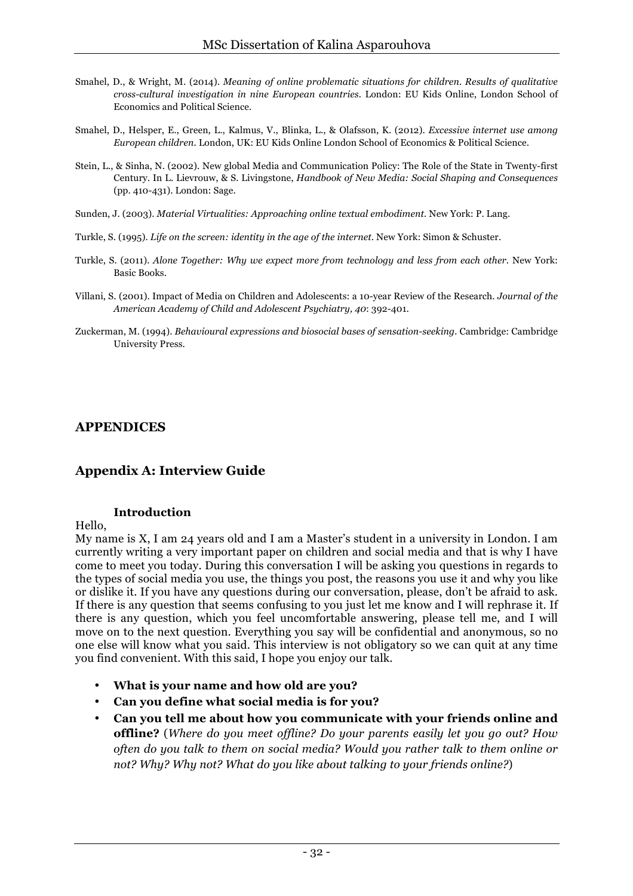Smahel, D., & Wright, M. (2014). *Meaning of online problematic situations for children. Results of qualitative cross-cultural investigation in nine European countries*. London: EU Kids Online, London School of Economics and Political Science.

Smahel, D., Helsper, E., Green, L., Kalmus, V., Blinka, L., & Olafsson, K. (2012). *Excessive internet use among European children*. London, UK: EU Kids Online London School of Economics & Political Science.

Stein, L., & Sinha, N. (2002). New global Media and Communication Policy: The Role of the State in Twenty-first Century. In L. Lievrouw, & S. Livingstone, *Handbook of New Media: Social Shaping and Consequences* (pp. 410-431). London: Sage.

Sunden, J. (2003). *Material Virtualities: Approaching online textual embodiment*. New York: P. Lang.

Turkle, S. (1995). *Life on the screen: identity in the age of the internet*. New York: Simon & Schuster.

Turkle, S. (2011). *Alone Together: Why we expect more from technology and less from each other*. New York: Basic Books.

Villani, S. (2001). Impact of Media on Children and Adolescents: a 10-year Review of the Research. *Journal of the American Academy of Child and Adolescent Psychiatry, 40*: 392-401.

Zuckerman, M. (1994). *Behavioural expressions and biosocial bases of sensation-seeking*. Cambridge: Cambridge University Press.

# APPENDICES

## Appendix A: Interview Guide

### Introduction

Hello,

My name is X, I am 24 years old and I am a Master's student in a university in London. I am currently writing a very important paper on children and social media and that is why I have come to meet you today. During this conversation I will be asking you questions in regards to the types of social media you use, the things you post, the reasons you use it and why you like or dislike it. If you have any questions during our conversation, please, don't be afraid to ask. If there is any question that seems confusing to you just let me know and I will rephrase it. If there is any question, which you feel uncomfortable answering, please tell me, and I will move on to the next question. Everything you say will be confidential and anonymous, so no one else will know what you said. This interview is not obligatory so we can quit at any time you find convenient. With this said, I hope you enjoy our talk.

- **What is your name and how old are you?**
- **Can you define what social media is for you?**
- **Can you tell me about how you communicate with your friends online and offline?** (*Where do you meet offline? Do your parents easily let you go out? How often do you talk to them on social media? Would you rather talk to them online or not? Why? Why not? What do you like about talking to your friends online?*)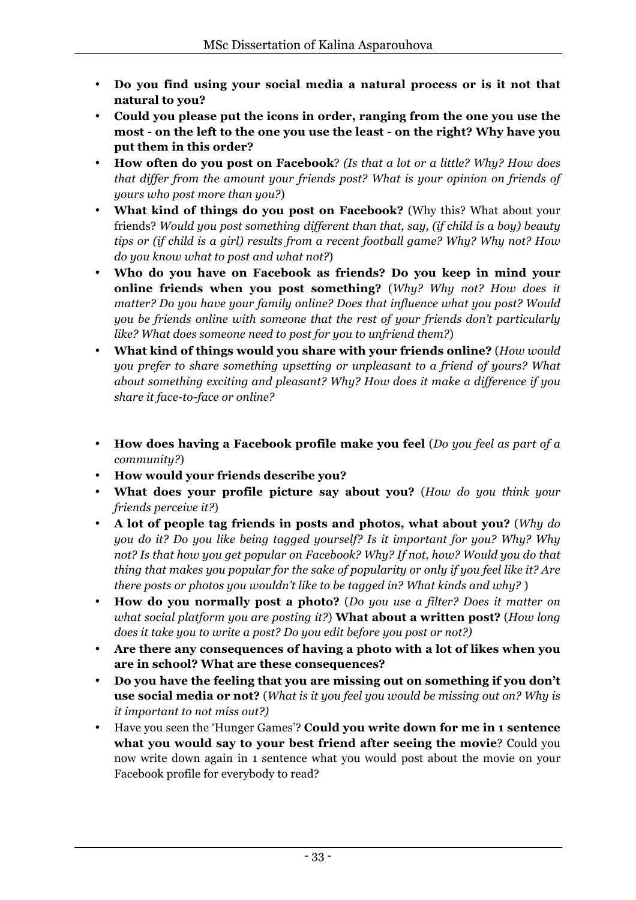- **Do you find using your social media a natural process or is it not that natural to you?**
- **Could you please put the icons in order, ranging from the one you use the most - on the left to the one you use the least - on the right? Why have you put them in this order?**
- **How often do you post on Facebook**? *(Is that a lot or a little? Why? How does that differ from the amount your friends post? What is your opinion on friends of yours who post more than you?*)
- **What kind of things do you post on Facebook?** (Why this? What about your friends? *Would you post something different than that, say, (if child is a boy) beauty tips or (if child is a girl) results from a recent football game? Why? Why not? How do you know what to post and what not?*)
- **Who do you have on Facebook as friends? Do you keep in mind your online friends when you post something?** (*Why? Why not? How does it matter? Do you have your family online? Does that influence what you post? Would you be friends online with someone that the rest of your friends don't particularly like? What does someone need to post for you to unfriend them?*)
- **What kind of things would you share with your friends online?** (*How would you prefer to share something upsetting or unpleasant to a friend of yours? What about something exciting and pleasant? Why? How does it make a difference if you share it face-to-face or online?*

- **How does having a Facebook profile make you feel** (*Do you feel as part of a community?*)
- **How would your friends describe you?**
- **What does your profile picture say about you?** (*How do you think your friends perceive it?*)
- **A lot of people tag friends in posts and photos, what about you?** (*Why do you do it? Do you like being tagged yourself? Is it important for you? Why? Why not? Is that how you get popular on Facebook? Why? If not, how? Would you do that thing that makes you popular for the sake of popularity or only if you feel like it? Are there posts or photos you wouldn't like to be tagged in? What kinds and why?* )
- **How do you normally post a photo?** (*Do you use a filter? Does it matter on what social platform you are posting it?*) **What about a written post?** (*How long does it take you to write a post? Do you edit before you post or not?)*
- **Are there any consequences of having a photo with a lot of likes when you are in school? What are these consequences?**
- **Do you have the feeling that you are missing out on something if you don't use social media or not?** (*What is it you feel you would be missing out on? Why is it important to not miss out?)*
- Have you seen the 'Hunger Games'? **Could you write down for me in 1 sentence what you would say to your best friend after seeing the movie**? Could you now write down again in 1 sentence what you would post about the movie on your Facebook profile for everybody to read?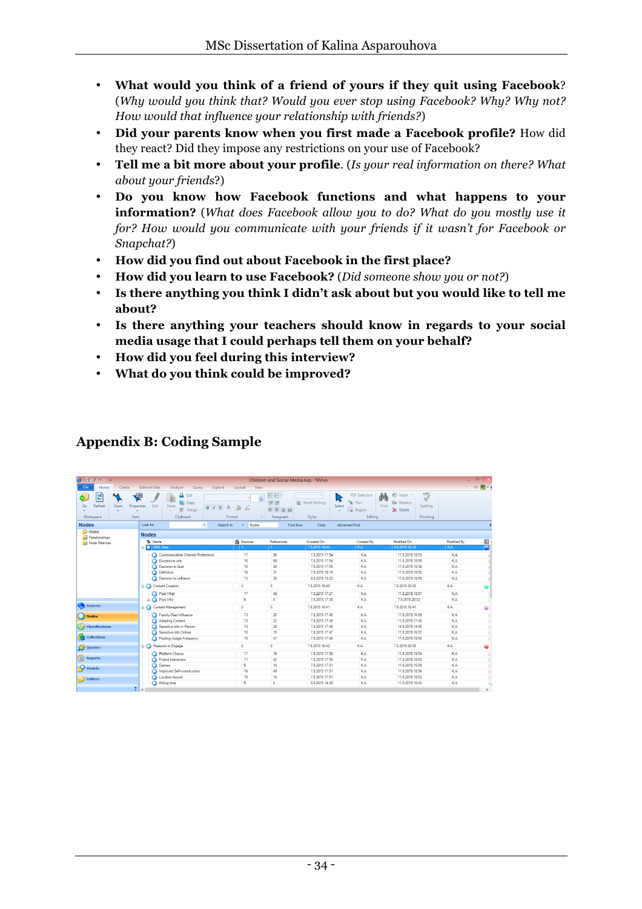- **What would you think of a friend of yours if they quit using Facebook**? (*Why would you think that? Would you ever stop using Facebook? Why? Why not? How would that influence your relationship with friends?*)
- **Did your parents know when you first made a Facebook profile?** How did they react? Did they impose any restrictions on your use of Facebook?
- **Tell me a bit more about your profile**. (*Is your real information on there? What about your friends*?)
- **Do you know how Facebook functions and what happens to your information?** (*What does Facebook allow you to do? What do you mostly use it for? How would you communicate with your friends if it wasn't for Facebook or Snapchat?*)
- **How did you find out about Facebook in the first place?**
- **How did you learn to use Facebook?** (*Did someone show you or not?*)
- **Is there anything you think I didn't ask about but you would like to tell me about?**
- **Is there anything your teachers should know in regards to your social media usage that I could perhaps tell them on your behalf?**
- **How did you feel during this interview?**
- **What do you think could be improved?**

## Appendix B: Coding Sample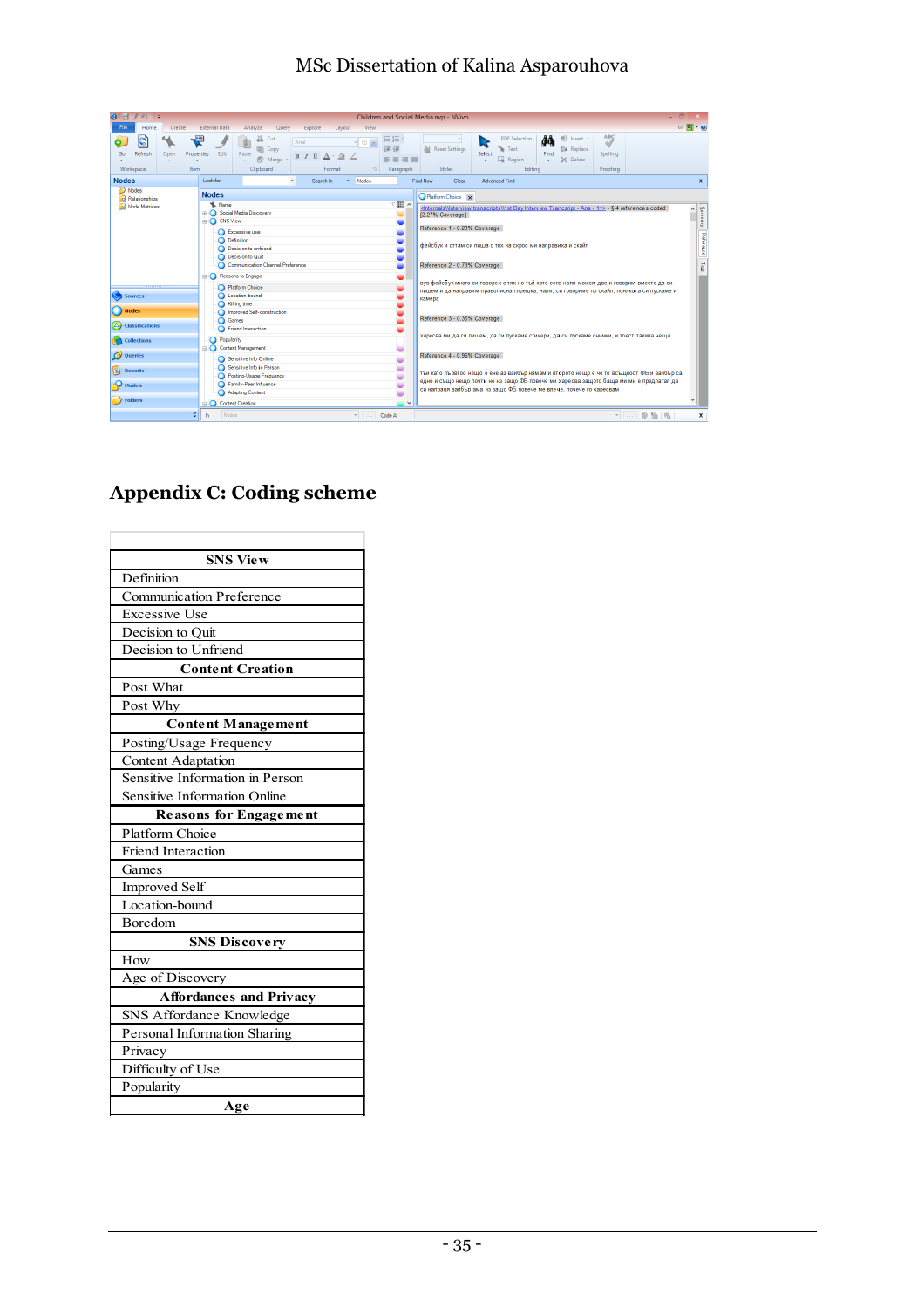## Appendix C: Coding scheme

| **SNS View** |
|---|
| Definition |
| Communication Preference |
| Excessive Use |
| Decision to Quit |
| Decision to Unfriend |
| **Content Creation** |
| Post What |
| Post Why |
| **Content Management** |
| Posting/Usage Frequency |
| Content Adaptation |
| Sensitive Information in Person |
| Sensitive Information Online |
| **Reasons for Engagement** |
| Platform Choice |
| Friend Interaction |
| Games |
| Improved Self |
| Location-bound |
| Boredom |
| **SNS Discovery** |
| How |
| Age of Discovery |
| **Affordances and Privacy** |
| SNS Affordance Knowledge |
| Personal Information Sharing |
| Privacy |
| Difficulty of Use |
| Popularity |
| **Age** |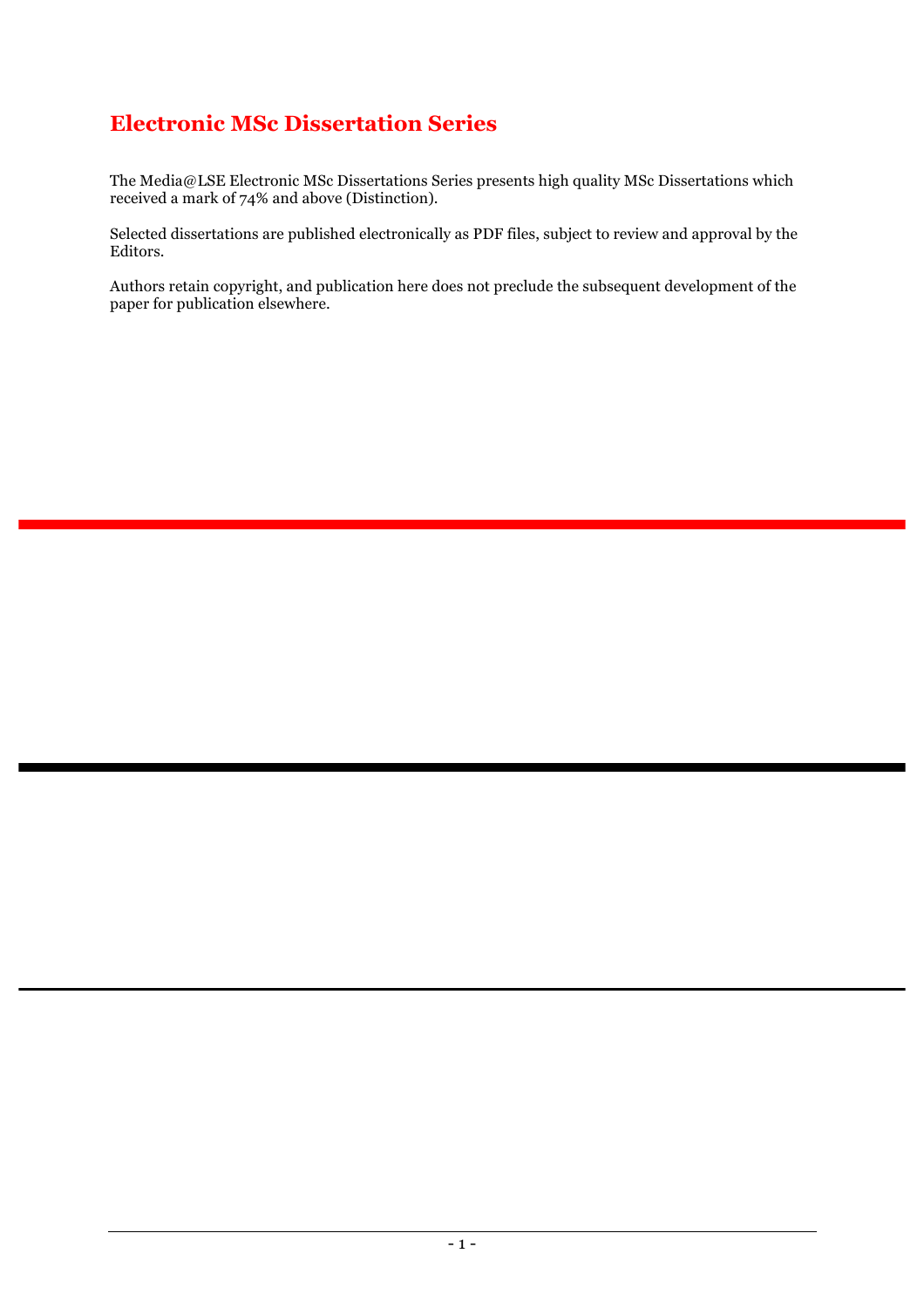## Electronic MSc Dissertation Series

The Media@LSE Electronic MSc Dissertations Series presents high quality MSc Dissertations which received a mark of 74% and above (Distinction).

Selected dissertations are published electronically as PDF files, subject to review and approval by the Editors.

Authors retain copyright, and publication here does not preclude the subsequent development of the paper for publication elsewhere.